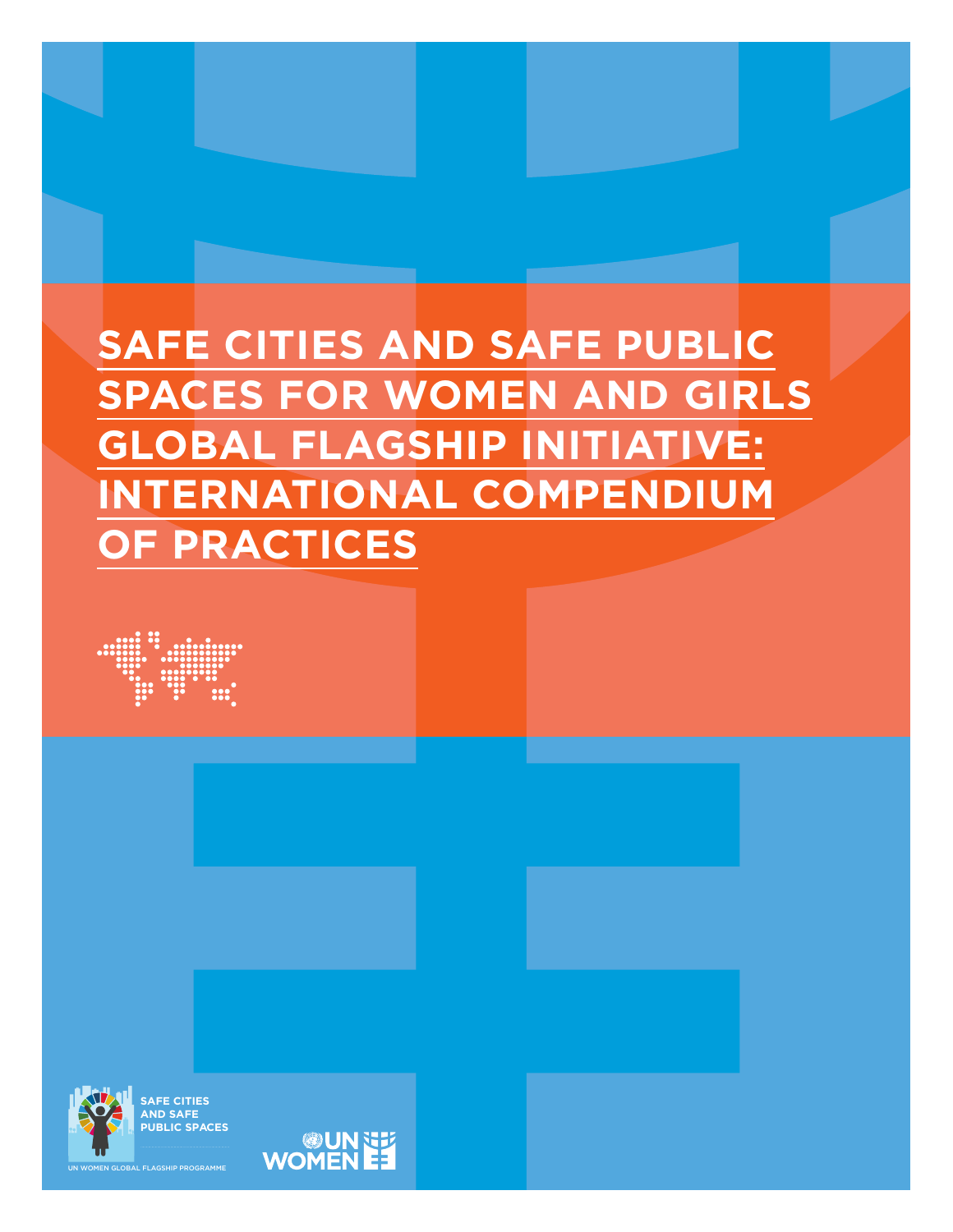# SAFE CITIES AND SAFE PUBLIC SPACES FOR WOMEN AND GIRLS GLOBAL FLAGSHIP INITIATIVE: INTERNATIONAL COMPENDIUM OF PRACTICES

SAFE CITIES AND SAFE PUBLIC SPACES

UN WOMEN GLOBAL FLAGSHIP PROGRAMME

UN WOMEN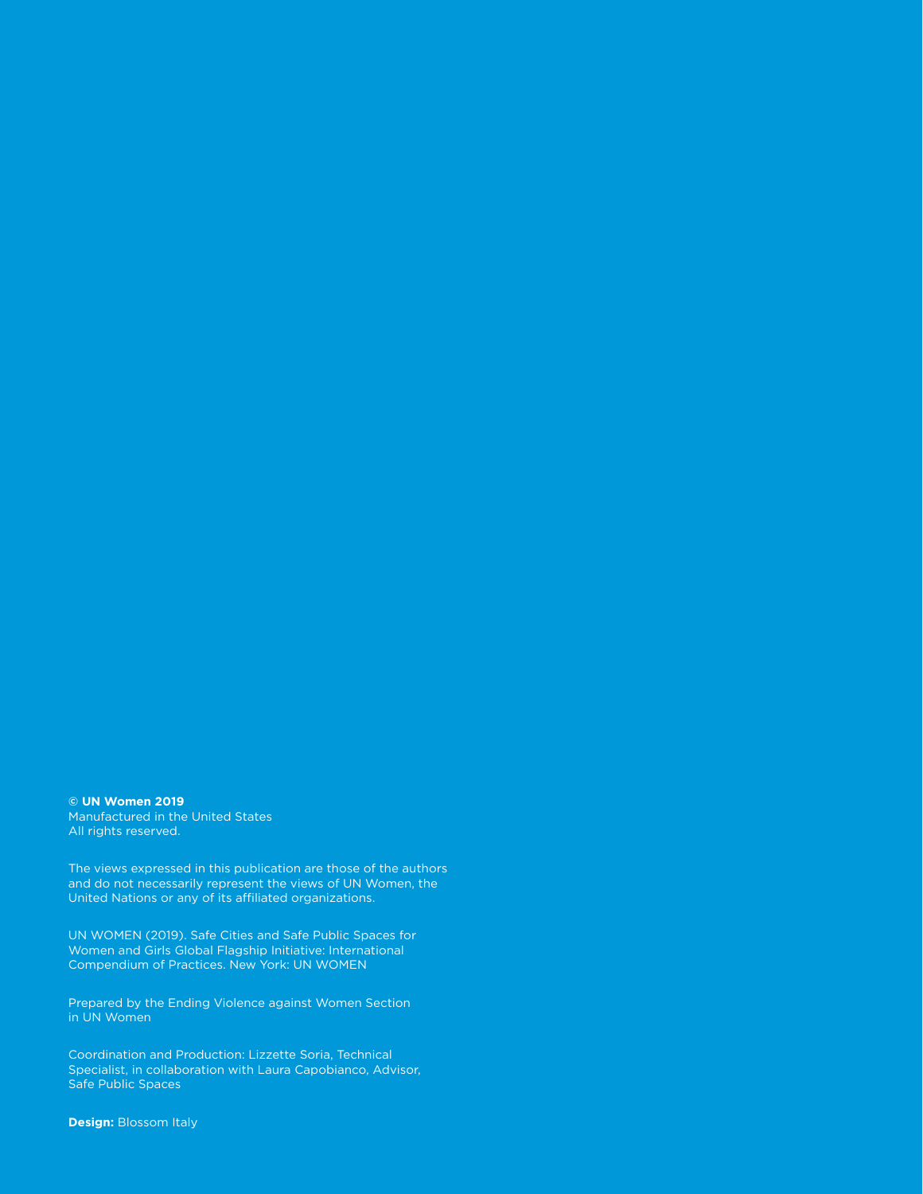**© UN Women 2019**
Manufactured in the United States
All rights reserved.

The views expressed in this publication are those of the authors and do not necessarily represent the views of UN Women, the United Nations or any of its affiliated organizations.

UN WOMEN (2019). Safe Cities and Safe Public Spaces for Women and Girls Global Flagship Initiative: International Compendium of Practices. New York: UN WOMEN

Prepared by the Ending Violence against Women Section in UN Women

Coordination and Production: Lizzette Soria, Technical Specialist, in collaboration with Laura Capobianco, Advisor, Safe Public Spaces

**Design:** Blossom Italy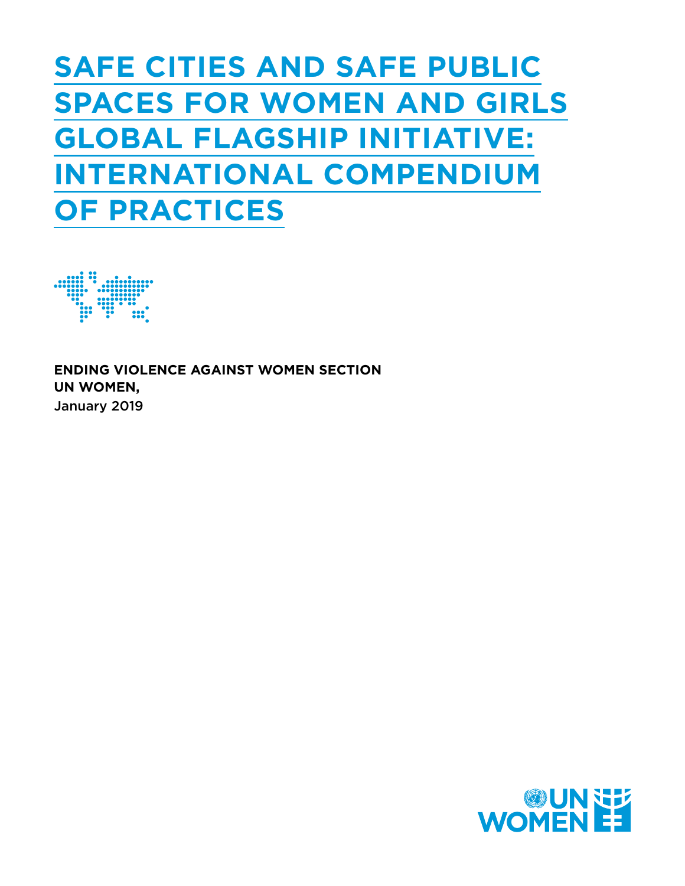# SAFE CITIES AND SAFE PUBLIC SPACES FOR WOMEN AND GIRLS GLOBAL FLAGSHIP INITIATIVE: INTERNATIONAL COMPENDIUM OF PRACTICES

**ENDING VIOLENCE AGAINST WOMEN SECTION**
**UN WOMEN,**
January 2019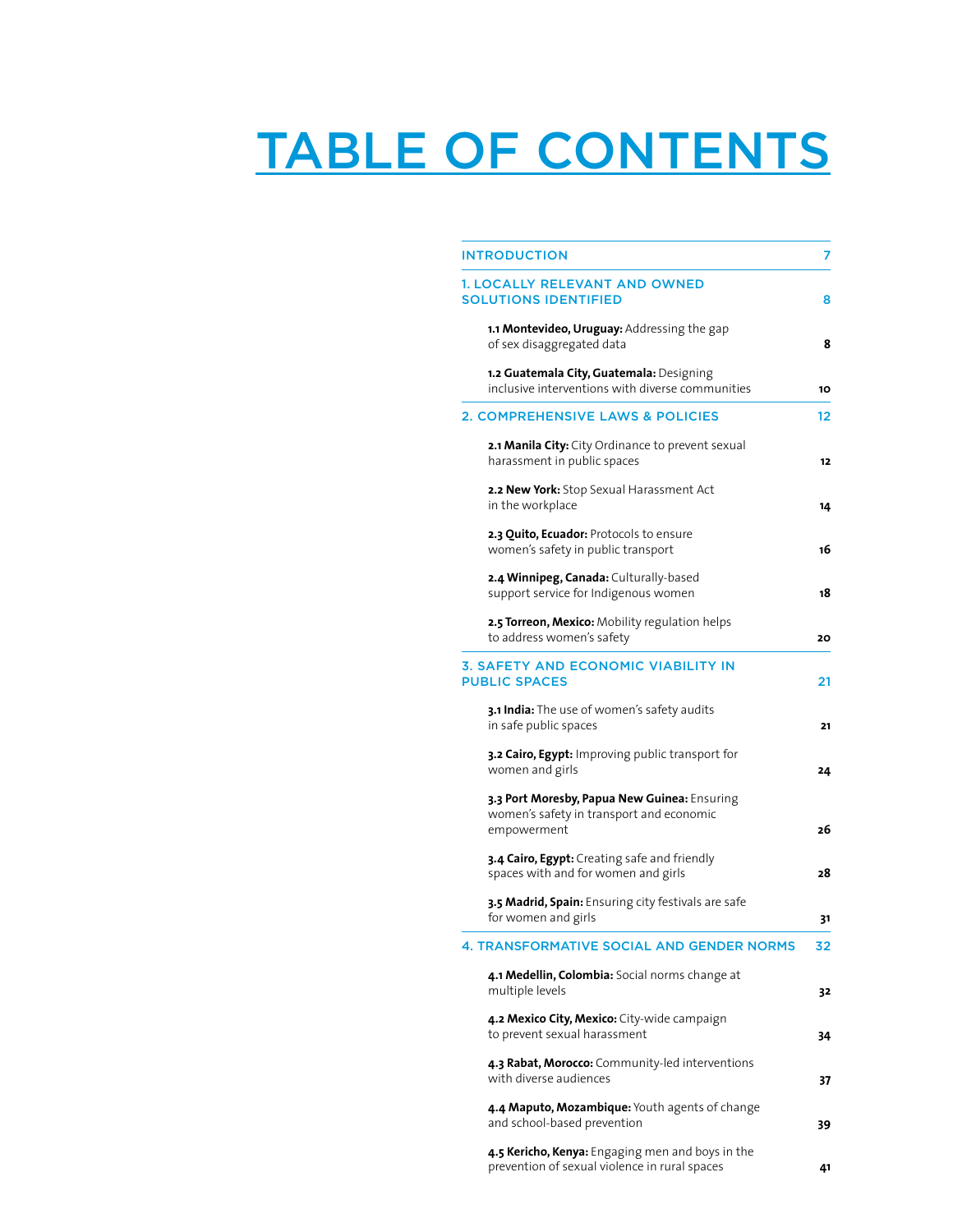# TABLE OF CONTENTS

| | |
|---|---|
| INTRODUCTION | 7 |
| 1. LOCALLY RELEVANT AND OWNED SOLUTIONS IDENTIFIED | 8 |
| **1.1 Montevideo, Uruguay:** Addressing the gap of sex disaggregated data | 8 |
| **1.2 Guatemala City, Guatemala:** Designing inclusive interventions with diverse communities | 10 |
| 2. COMPREHENSIVE LAWS & POLICIES | 12 |
| **2.1 Manila City:** City Ordinance to prevent sexual harassment in public spaces | 12 |
| **2.2 New York:** Stop Sexual Harassment Act in the workplace | 14 |
| **2.3 Quito, Ecuador:** Protocols to ensure women's safety in public transport | 16 |
| **2.4 Winnipeg, Canada:** Culturally-based support service for Indigenous women | 18 |
| **2.5 Torreon, Mexico:** Mobility regulation helps to address women's safety | 20 |
| 3. SAFETY AND ECONOMIC VIABILITY IN PUBLIC SPACES | 21 |
| **3.1 India:** The use of women's safety audits in safe public spaces | 21 |
| **3.2 Cairo, Egypt:** Improving public transport for women and girls | 24 |
| **3.3 Port Moresby, Papua New Guinea:** Ensuring women's safety in transport and economic empowerment | 26 |
| **3.4 Cairo, Egypt:** Creating safe and friendly spaces with and for women and girls | 28 |
| **3.5 Madrid, Spain:** Ensuring city festivals are safe for women and girls | 31 |
| 4. TRANSFORMATIVE SOCIAL AND GENDER NORMS | 32 |
| **4.1 Medellin, Colombia:** Social norms change at multiple levels | 32 |
| **4.2 Mexico City, Mexico:** City-wide campaign to prevent sexual harassment | 34 |
| **4.3 Rabat, Morocco:** Community-led interventions with diverse audiences | 37 |
| **4.4 Maputo, Mozambique:** Youth agents of change and school-based prevention | 39 |
| **4.5 Kericho, Kenya:** Engaging men and boys in the prevention of sexual violence in rural spaces | 41 |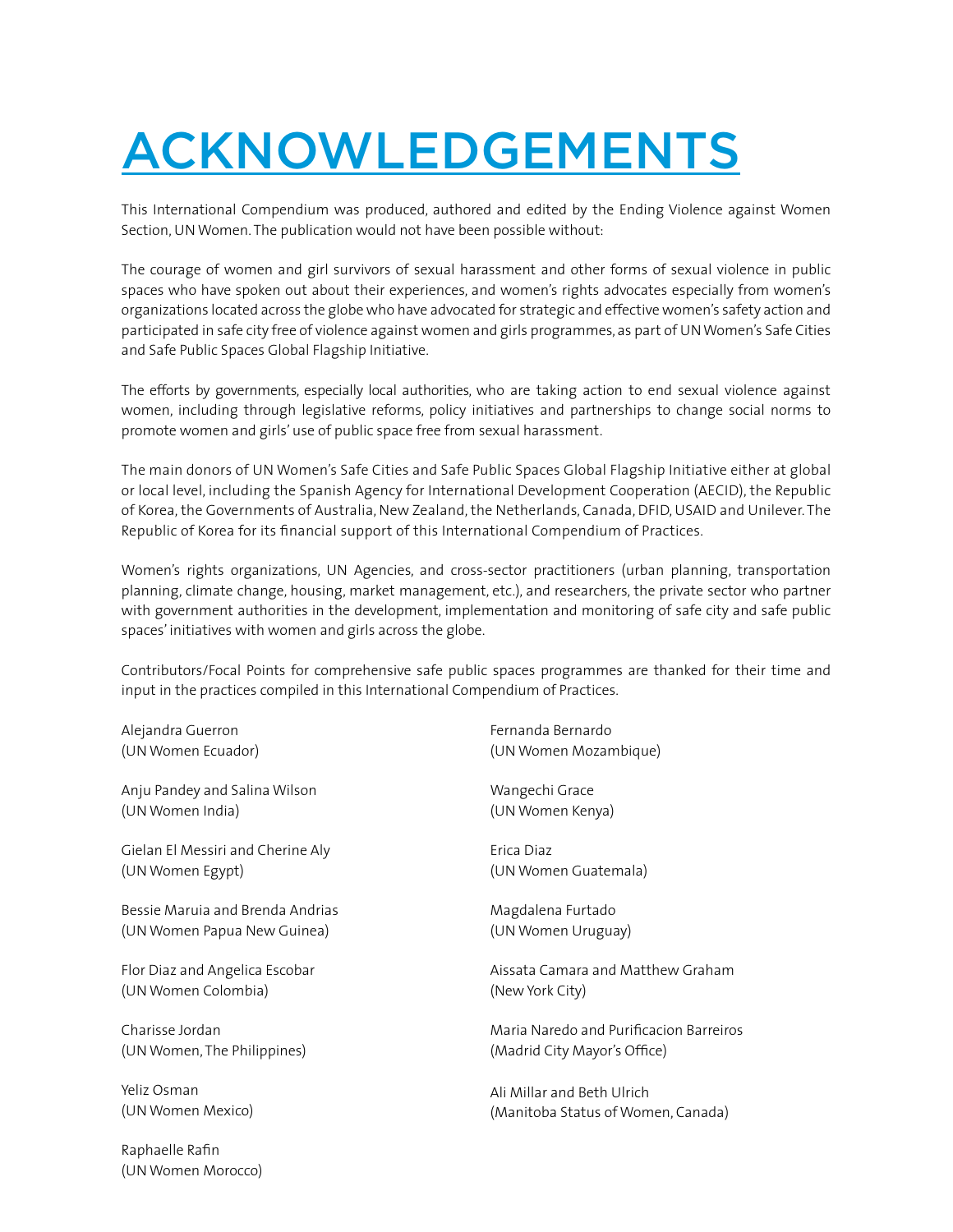# ACKNOWLEDGEMENTS

This International Compendium was produced, authored and edited by the Ending Violence against Women Section, UN Women. The publication would not have been possible without:

The courage of women and girl survivors of sexual harassment and other forms of sexual violence in public spaces who have spoken out about their experiences, and women's rights advocates especially from women's organizations located across the globe who have advocated for strategic and effective women's safety action and participated in safe city free of violence against women and girls programmes, as part of UN Women's Safe Cities and Safe Public Spaces Global Flagship Initiative.

The efforts by governments, especially local authorities, who are taking action to end sexual violence against women, including through legislative reforms, policy initiatives and partnerships to change social norms to promote women and girls' use of public space free from sexual harassment.

The main donors of UN Women's Safe Cities and Safe Public Spaces Global Flagship Initiative either at global or local level, including the Spanish Agency for International Development Cooperation (AECID), the Republic of Korea, the Governments of Australia, New Zealand, the Netherlands, Canada, DFID, USAID and Unilever. The Republic of Korea for its financial support of this International Compendium of Practices.

Women's rights organizations, UN Agencies, and cross-sector practitioners (urban planning, transportation planning, climate change, housing, market management, etc.), and researchers, the private sector who partner with government authorities in the development, implementation and monitoring of safe city and safe public spaces' initiatives with women and girls across the globe.

Contributors/Focal Points for comprehensive safe public spaces programmes are thanked for their time and input in the practices compiled in this International Compendium of Practices.

Alejandra Guerron
(UN Women Ecuador)

Anju Pandey and Salina Wilson
(UN Women India)

Gielan El Messiri and Cherine Aly
(UN Women Egypt)

Bessie Maruia and Brenda Andrias
(UN Women Papua New Guinea)

Flor Diaz and Angelica Escobar
(UN Women Colombia)

Charisse Jordan
(UN Women, The Philippines)

Yeliz Osman
(UN Women Mexico)

Raphaelle Rafin
(UN Women Morocco)

Fernanda Bernardo
(UN Women Mozambique)

Wangechi Grace
(UN Women Kenya)

Erica Diaz
(UN Women Guatemala)

Magdalena Furtado
(UN Women Uruguay)

Aissata Camara and Matthew Graham
(New York City)

Maria Naredo and Purificacion Barreiros
(Madrid City Mayor's Office)

Ali Millar and Beth Ulrich
(Manitoba Status of Women, Canada)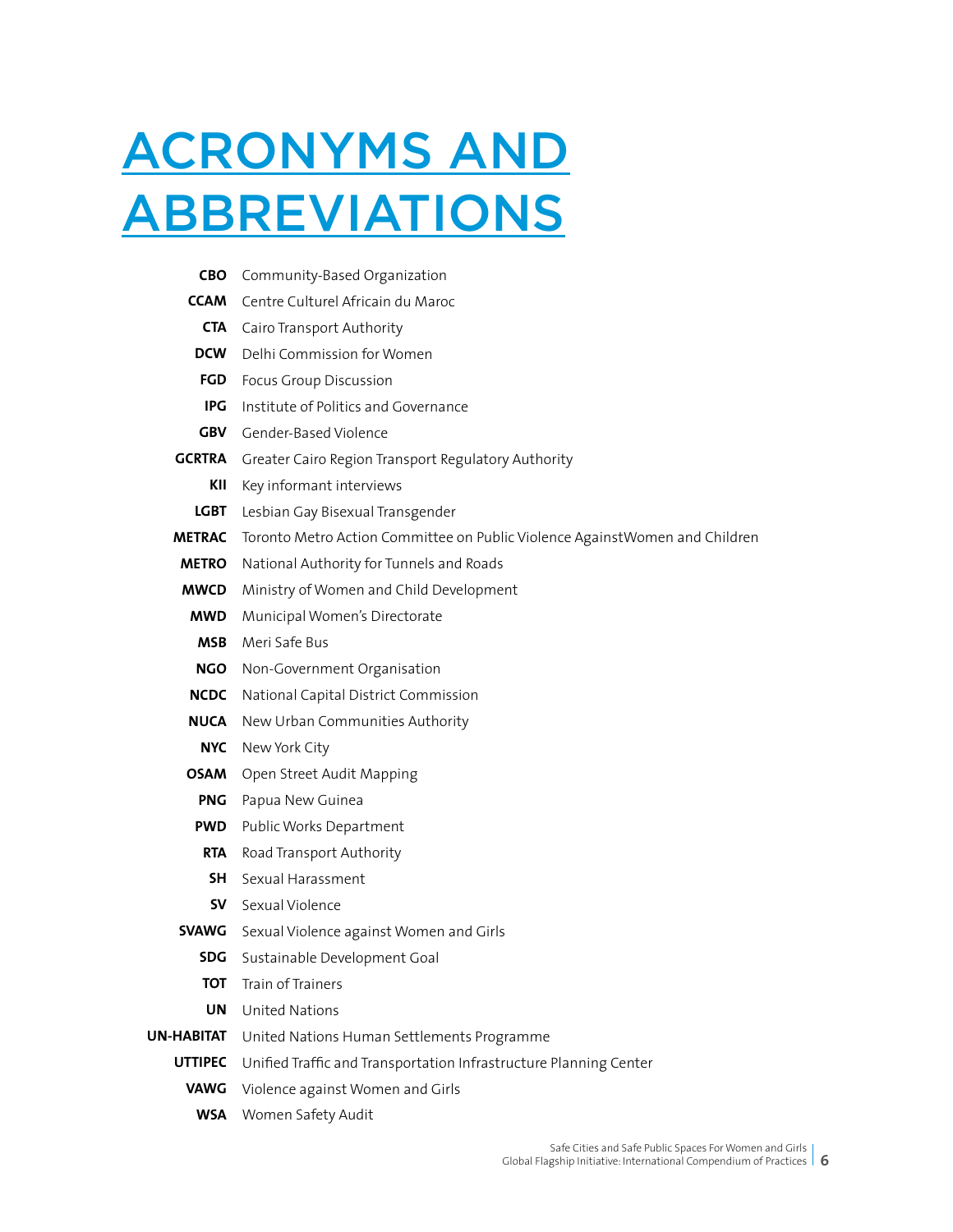# ACRONYMS AND ABBREVIATIONS

| | |
|---|---|
| **CBO** | Community-Based Organization |
| **CCAM** | Centre Culturel Africain du Maroc |
| **CTA** | Cairo Transport Authority |
| **DCW** | Delhi Commission for Women |
| **FGD** | Focus Group Discussion |
| **IPG** | Institute of Politics and Governance |
| **GBV** | Gender-Based Violence |
| **GCRTRA** | Greater Cairo Region Transport Regulatory Authority |
| **KII** | Key informant interviews |
| **LGBT** | Lesbian Gay Bisexual Transgender |
| **METRAC** | Toronto Metro Action Committee on Public Violence AgainstWomen and Children |
| **METRO** | National Authority for Tunnels and Roads |
| **MWCD** | Ministry of Women and Child Development |
| **MWD** | Municipal Women's Directorate |
| **MSB** | Meri Safe Bus |
| **NGO** | Non-Government Organisation |
| **NCDC** | National Capital District Commission |
| **NUCA** | New Urban Communities Authority |
| **NYC** | New York City |
| **OSAM** | Open Street Audit Mapping |
| **PNG** | Papua New Guinea |
| **PWD** | Public Works Department |
| **RTA** | Road Transport Authority |
| **SH** | Sexual Harassment |
| **SV** | Sexual Violence |
| **SVAWG** | Sexual Violence against Women and Girls |
| **SDG** | Sustainable Development Goal |
| **TOT** | Train of Trainers |
| **UN** | United Nations |
| **UN-HABITAT** | United Nations Human Settlements Programme |
| **UTTIPEC** | Unified Traffic and Transportation Infrastructure Planning Center |
| **VAWG** | Violence against Women and Girls |
| **WSA** | Women Safety Audit |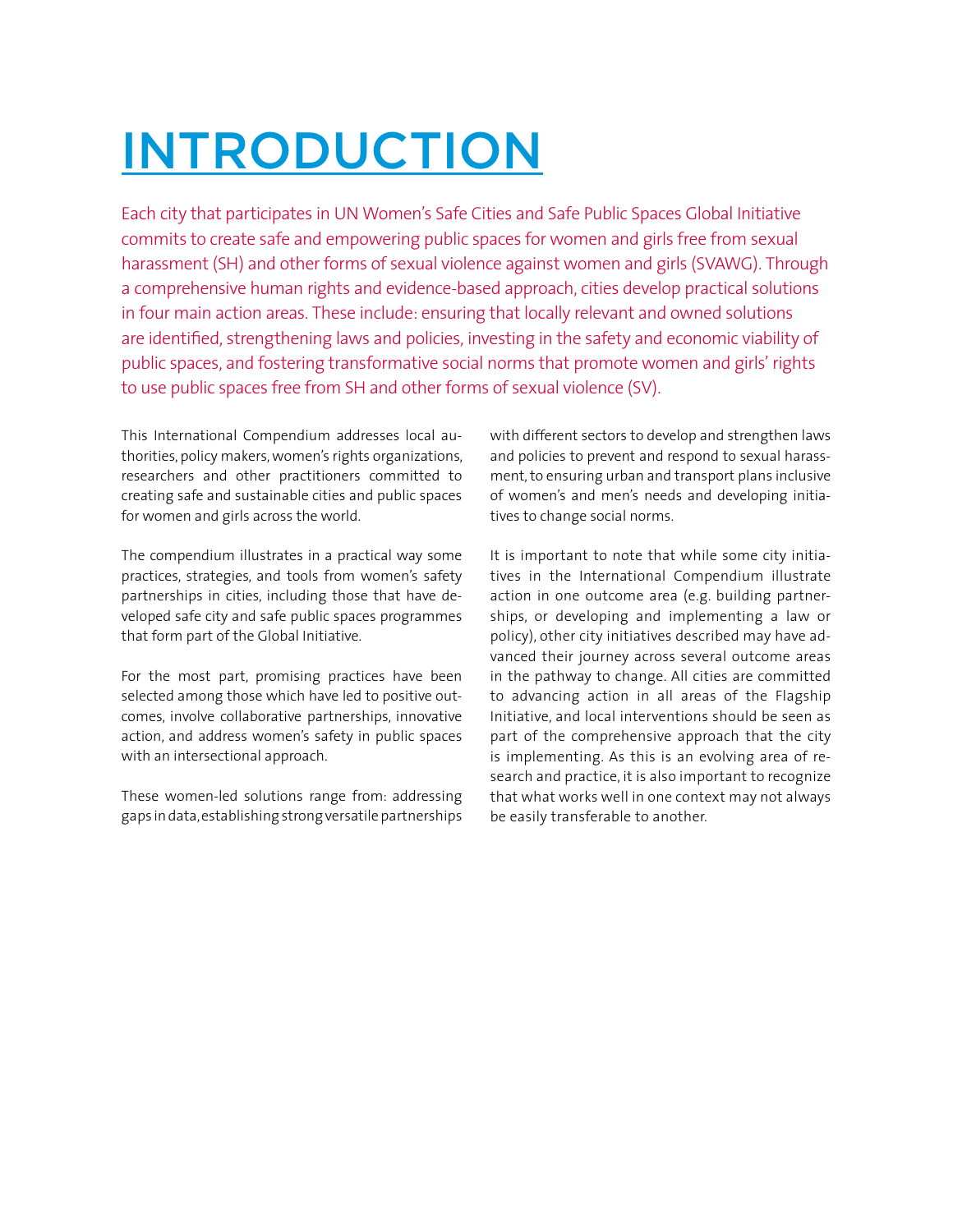# INTRODUCTION

Each city that participates in UN Women's Safe Cities and Safe Public Spaces Global Initiative commits to create safe and empowering public spaces for women and girls free from sexual harassment (SH) and other forms of sexual violence against women and girls (SVAWG). Through a comprehensive human rights and evidence-based approach, cities develop practical solutions in four main action areas. These include: ensuring that locally relevant and owned solutions are identified, strengthening laws and policies, investing in the safety and economic viability of public spaces, and fostering transformative social norms that promote women and girls' rights to use public spaces free from SH and other forms of sexual violence (SV).

This International Compendium addresses local authorities, policy makers, women's rights organizations, researchers and other practitioners committed to creating safe and sustainable cities and public spaces for women and girls across the world.

The compendium illustrates in a practical way some practices, strategies, and tools from women's safety partnerships in cities, including those that have developed safe city and safe public spaces programmes that form part of the Global Initiative.

For the most part, promising practices have been selected among those which have led to positive outcomes, involve collaborative partnerships, innovative action, and address women's safety in public spaces with an intersectional approach.

These women-led solutions range from: addressing gaps in data, establishing strong versatile partnerships with different sectors to develop and strengthen laws and policies to prevent and respond to sexual harassment, to ensuring urban and transport plans inclusive of women's and men's needs and developing initiatives to change social norms.

It is important to note that while some city initiatives in the International Compendium illustrate action in one outcome area (e.g. building partnerships, or developing and implementing a law or policy), other city initiatives described may have advanced their journey across several outcome areas in the pathway to change. All cities are committed to advancing action in all areas of the Flagship Initiative, and local interventions should be seen as part of the comprehensive approach that the city is implementing. As this is an evolving area of research and practice, it is also important to recognize that what works well in one context may not always be easily transferable to another.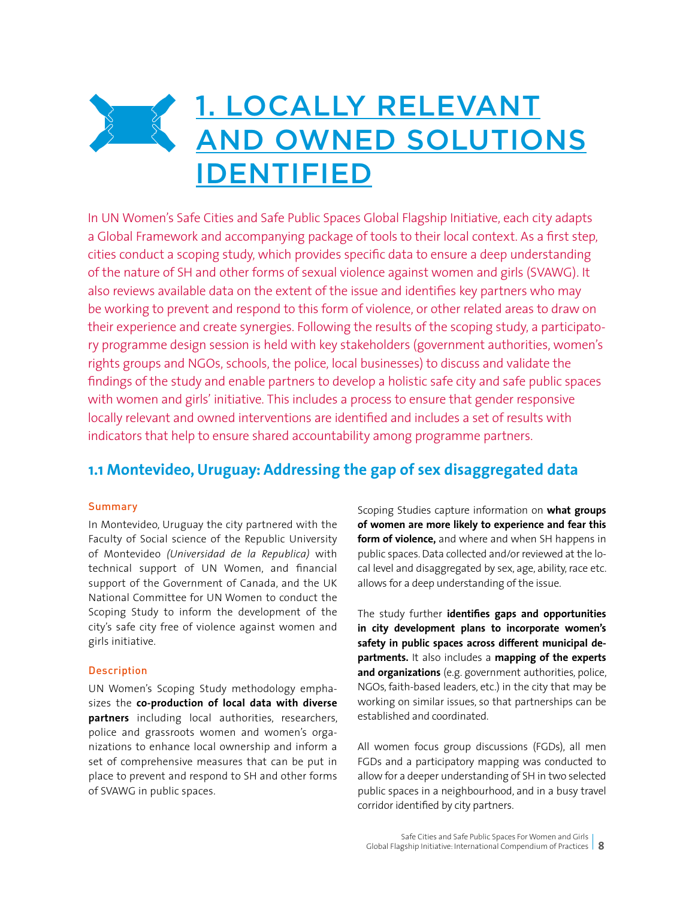# 1. LOCALLY RELEVANT AND OWNED SOLUTIONS IDENTIFIED

In UN Women's Safe Cities and Safe Public Spaces Global Flagship Initiative, each city adapts a Global Framework and accompanying package of tools to their local context. As a first step, cities conduct a scoping study, which provides specific data to ensure a deep understanding of the nature of SH and other forms of sexual violence against women and girls (SVAWG). It also reviews available data on the extent of the issue and identifies key partners who may be working to prevent and respond to this form of violence, or other related areas to draw on their experience and create synergies. Following the results of the scoping study, a participatory programme design session is held with key stakeholders (government authorities, women's rights groups and NGOs, schools, the police, local businesses) to discuss and validate the findings of the study and enable partners to develop a holistic safe city and safe public spaces with women and girls' initiative. This includes a process to ensure that gender responsive locally relevant and owned interventions are identified and includes a set of results with indicators that help to ensure shared accountability among programme partners.

## 1.1 Montevideo, Uruguay: Addressing the gap of sex disaggregated data

### Summary

In Montevideo, Uruguay the city partnered with the Faculty of Social science of the Republic University of Montevideo *(Universidad de la Republica)* with technical support of UN Women, and financial support of the Government of Canada, and the UK National Committee for UN Women to conduct the Scoping Study to inform the development of the city's safe city free of violence against women and girls initiative.

### Description

UN Women's Scoping Study methodology emphasizes the **co-production of local data with diverse partners** including local authorities, researchers, police and grassroots women and women's organizations to enhance local ownership and inform a set of comprehensive measures that can be put in place to prevent and respond to SH and other forms of SVAWG in public spaces.

Scoping Studies capture information on **what groups of women are more likely to experience and fear this form of violence,** and where and when SH happens in public spaces. Data collected and/or reviewed at the local level and disaggregated by sex, age, ability, race etc. allows for a deep understanding of the issue.

The study further **identifies gaps and opportunities in city development plans to incorporate women's safety in public spaces across different municipal departments.** It also includes a **mapping of the experts and organizations** (e.g. government authorities, police, NGOs, faith-based leaders, etc.) in the city that may be working on similar issues, so that partnerships can be established and coordinated.

All women focus group discussions (FGDs), all men FGDs and a participatory mapping was conducted to allow for a deeper understanding of SH in two selected public spaces in a neighbourhood, and in a busy travel corridor identified by city partners.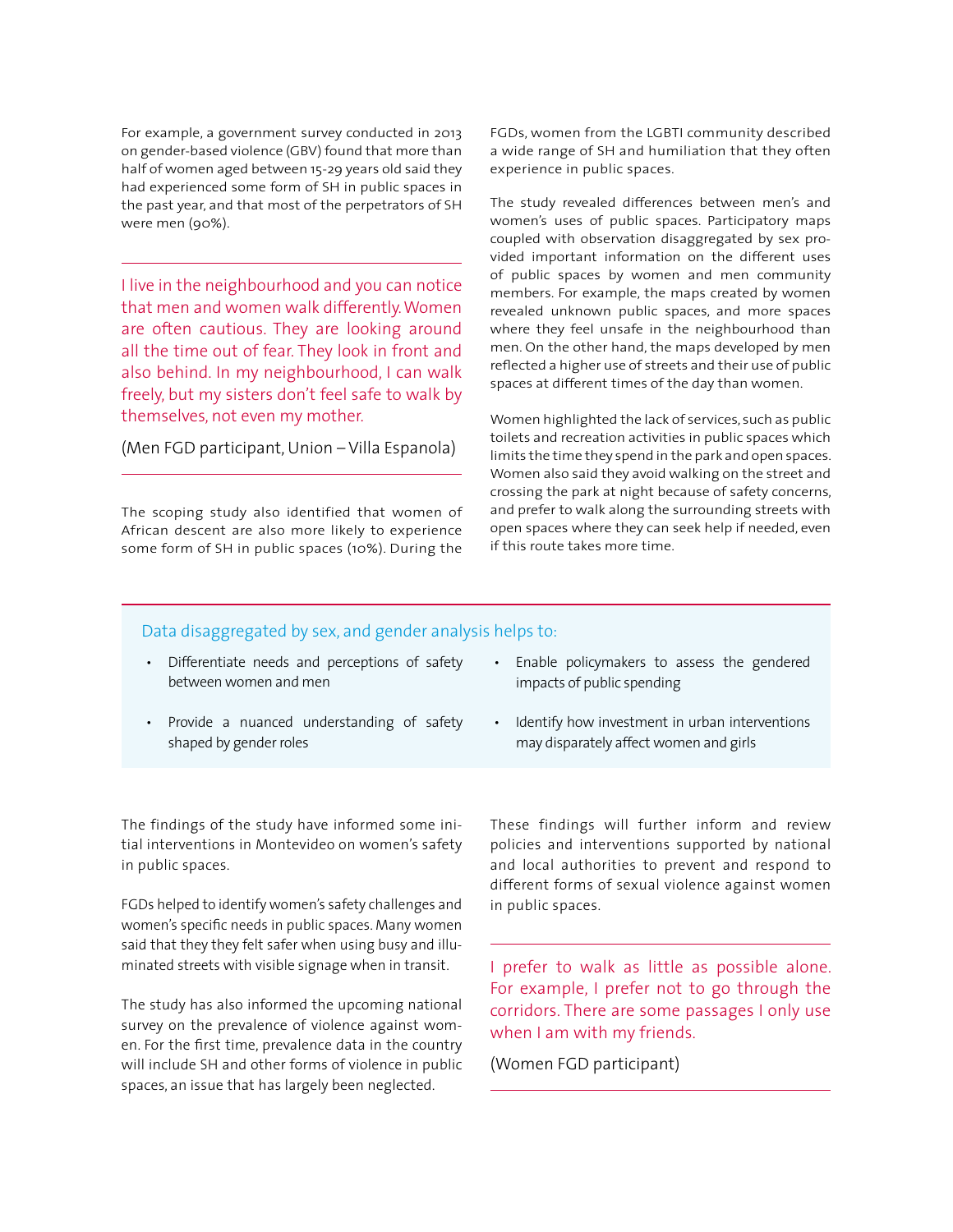For example, a government survey conducted in 2013 on gender-based violence (GBV) found that more than half of women aged between 15-29 years old said they had experienced some form of SH in public spaces in the past year, and that most of the perpetrators of SH were men (90%).

> I live in the neighbourhood and you can notice that men and women walk differently. Women are often cautious. They are looking around all the time out of fear. They look in front and also behind. In my neighbourhood, I can walk freely, but my sisters don't feel safe to walk by themselves, not even my mother.
>
> (Men FGD participant, Union – Villa Espanola)

The scoping study also identified that women of African descent are also more likely to experience some form of SH in public spaces (10%). During the FGDs, women from the LGBTI community described a wide range of SH and humiliation that they often experience in public spaces.

The study revealed differences between men's and women's uses of public spaces. Participatory maps coupled with observation disaggregated by sex provided important information on the different uses of public spaces by women and men community members. For example, the maps created by women revealed unknown public spaces, and more spaces where they feel unsafe in the neighbourhood than men. On the other hand, the maps developed by men reflected a higher use of streets and their use of public spaces at different times of the day than women.

Women highlighted the lack of services, such as public toilets and recreation activities in public spaces which limits the time they spend in the park and open spaces. Women also said they avoid walking on the street and crossing the park at night because of safety concerns, and prefer to walk along the surrounding streets with open spaces where they can seek help if needed, even if this route takes more time.

**Data disaggregated by sex, and gender analysis helps to:**

- Differentiate needs and perceptions of safety between women and men
- Provide a nuanced understanding of safety shaped by gender roles
- Enable policymakers to assess the gendered impacts of public spending
- Identify how investment in urban interventions may disparately affect women and girls

The findings of the study have informed some initial interventions in Montevideo on women's safety in public spaces.

FGDs helped to identify women's safety challenges and women's specific needs in public spaces. Many women said that they they felt safer when using busy and illuminated streets with visible signage when in transit.

The study has also informed the upcoming national survey on the prevalence of violence against women. For the first time, prevalence data in the country will include SH and other forms of violence in public spaces, an issue that has largely been neglected.

These findings will further inform and review policies and interventions supported by national and local authorities to prevent and respond to different forms of sexual violence against women in public spaces.

> I prefer to walk as little as possible alone. For example, I prefer not to go through the corridors. There are some passages I only use when I am with my friends.
>
> (Women FGD participant)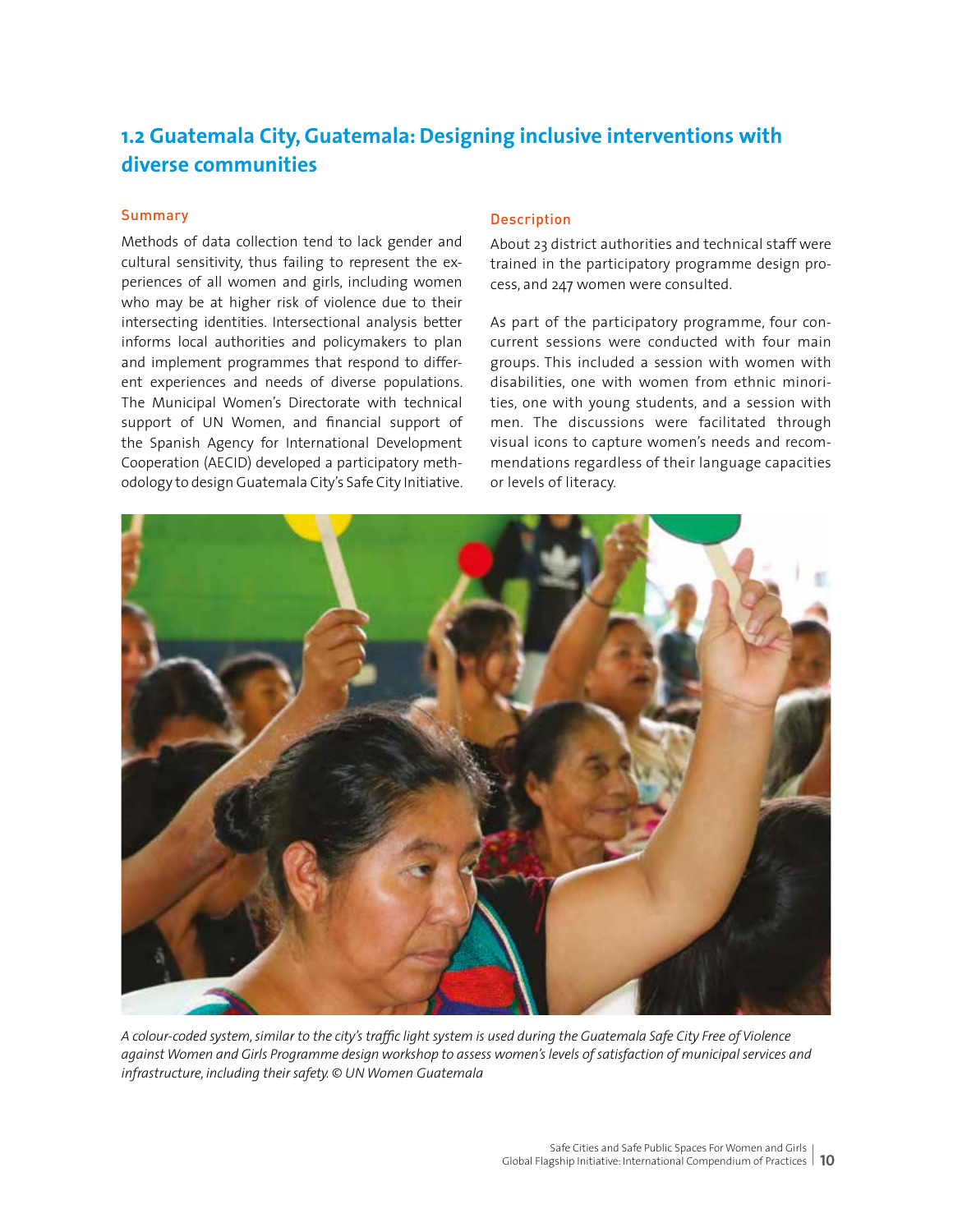## 1.2 Guatemala City, Guatemala: Designing inclusive interventions with diverse communities

### Summary

Methods of data collection tend to lack gender and cultural sensitivity, thus failing to represent the experiences of all women and girls, including women who may be at higher risk of violence due to their intersecting identities. Intersectional analysis better informs local authorities and policymakers to plan and implement programmes that respond to different experiences and needs of diverse populations. The Municipal Women's Directorate with technical support of UN Women, and financial support of the Spanish Agency for International Development Cooperation (AECID) developed a participatory methodology to design Guatemala City's Safe City Initiative.

### Description

About 23 district authorities and technical staff were trained in the participatory programme design process, and 247 women were consulted.

As part of the participatory programme, four concurrent sessions were conducted with four main groups. This included a session with women with disabilities, one with women from ethnic minorities, one with young students, and a session with men. The discussions were facilitated through visual icons to capture women's needs and recommendations regardless of their language capacities or levels of literacy.

*A colour-coded system, similar to the city's traffic light system is used during the Guatemala Safe City Free of Violence against Women and Girls Programme design workshop to assess women's levels of satisfaction of municipal services and infrastructure, including their safety. © UN Women Guatemala*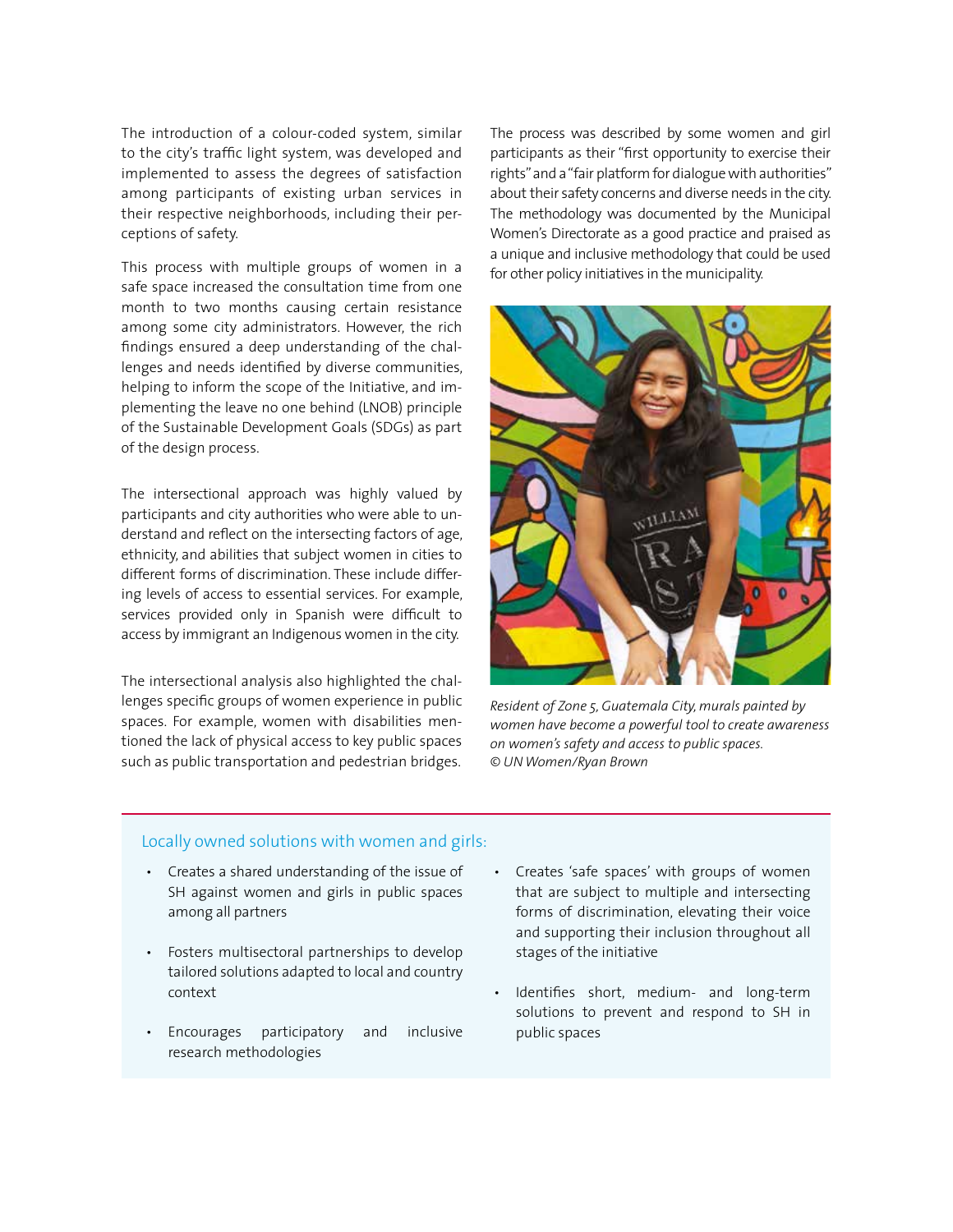The introduction of a colour-coded system, similar to the city's traffic light system, was developed and implemented to assess the degrees of satisfaction among participants of existing urban services in their respective neighborhoods, including their perceptions of safety.

This process with multiple groups of women in a safe space increased the consultation time from one month to two months causing certain resistance among some city administrators. However, the rich findings ensured a deep understanding of the challenges and needs identified by diverse communities, helping to inform the scope of the Initiative, and implementing the leave no one behind (LNOB) principle of the Sustainable Development Goals (SDGs) as part of the design process.

The intersectional approach was highly valued by participants and city authorities who were able to understand and reflect on the intersecting factors of age, ethnicity, and abilities that subject women in cities to different forms of discrimination. These include differing levels of access to essential services. For example, services provided only in Spanish were difficult to access by immigrant an Indigenous women in the city.

The intersectional analysis also highlighted the challenges specific groups of women experience in public spaces. For example, women with disabilities mentioned the lack of physical access to key public spaces such as public transportation and pedestrian bridges.

The process was described by some women and girl participants as their "first opportunity to exercise their rights" and a "fair platform for dialogue with authorities" about their safety concerns and diverse needs in the city. The methodology was documented by the Municipal Women's Directorate as a good practice and praised as a unique and inclusive methodology that could be used for other policy initiatives in the municipality.

*Resident of Zone 5, Guatemala City, murals painted by women have become a powerful tool to create awareness on women's safety and access to public spaces.*
*© UN Women/Ryan Brown*

### Locally owned solutions with women and girls:

- Creates a shared understanding of the issue of SH against women and girls in public spaces among all partners
- Fosters multisectoral partnerships to develop tailored solutions adapted to local and country context
- Encourages participatory and inclusive research methodologies
- Creates 'safe spaces' with groups of women that are subject to multiple and intersecting forms of discrimination, elevating their voice and supporting their inclusion throughout all stages of the initiative
- Identifies short, medium- and long-term solutions to prevent and respond to SH in public spaces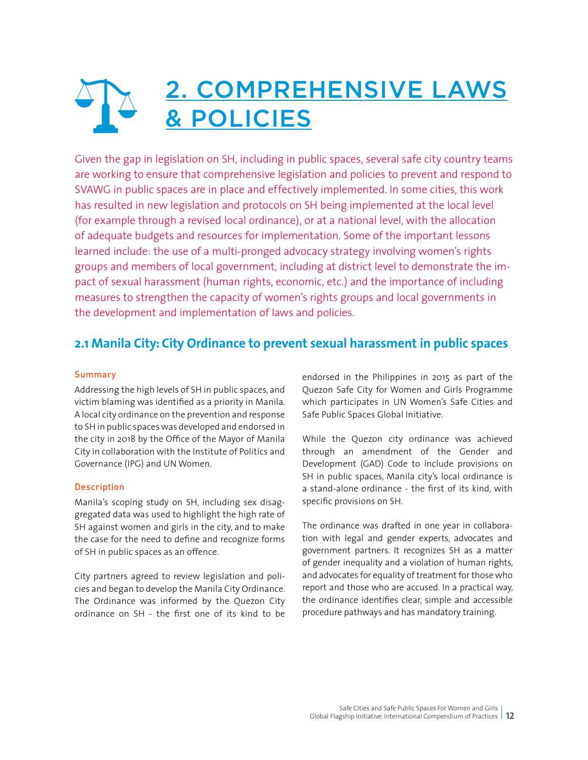# 2. COMPREHENSIVE LAWS & POLICIES

Given the gap in legislation on SH, including in public spaces, several safe city country teams are working to ensure that comprehensive legislation and policies to prevent and respond to SVAWG in public spaces are in place and effectively implemented. In some cities, this work has resulted in new legislation and protocols on SH being implemented at the local level (for example through a revised local ordinance), or at a national level, with the allocation of adequate budgets and resources for implementation. Some of the important lessons learned include: the use of a multi-pronged advocacy strategy involving women's rights groups and members of local government, including at district level to demonstrate the impact of sexual harassment (human rights, economic, etc.) and the importance of including measures to strengthen the capacity of women's rights groups and local governments in the development and implementation of laws and policies.

## 2.1 Manila City: City Ordinance to prevent sexual harassment in public spaces

### Summary

Addressing the high levels of SH in public spaces, and victim blaming was identified as a priority in Manila. A local city ordinance on the prevention and response to SH in public spaces was developed and endorsed in the city in 2018 by the Office of the Mayor of Manila City in collaboration with the Institute of Politics and Governance (IPG) and UN Women.

### Description

Manila's scoping study on SH, including sex disaggregated data was used to highlight the high rate of SH against women and girls in the city, and to make the case for the need to define and recognize forms of SH in public spaces as an offence.

City partners agreed to review legislation and policies and began to develop the Manila City Ordinance. The Ordinance was informed by the Quezon City ordinance on SH - the first one of its kind to be endorsed in the Philippines in 2015 as part of the Quezon Safe City for Women and Girls Programme which participates in UN Women's Safe Cities and Safe Public Spaces Global Initiative.

While the Quezon city ordinance was achieved through an amendment of the Gender and Development (GAD) Code to include provisions on SH in public spaces, Manila city's local ordinance is a stand-alone ordinance - the first of its kind, with specific provisions on SH.

The ordinance was drafted in one year in collaboration with legal and gender experts, advocates and government partners. It recognizes SH as a matter of gender inequality and a violation of human rights, and advocates for equality of treatment for those who report and those who are accused. In a practical way, the ordinance identifies clear, simple and accessible procedure pathways and has mandatory training.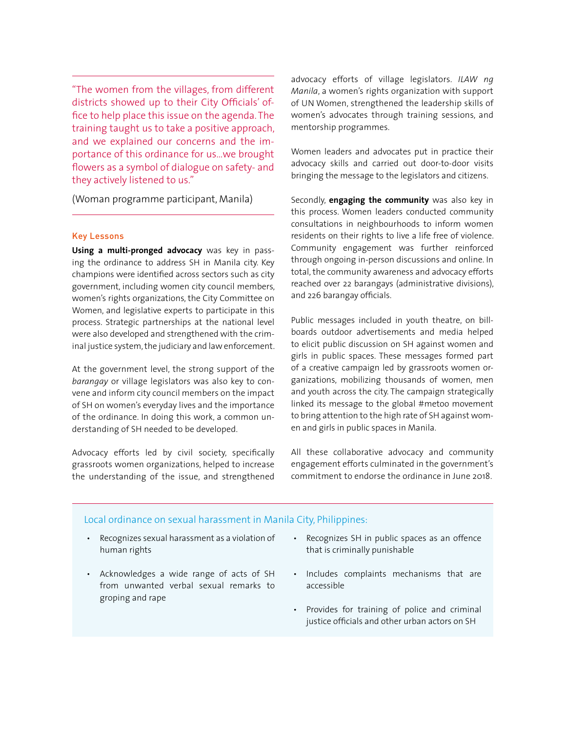> "The women from the villages, from different districts showed up to their City Officials' office to help place this issue on the agenda. The training taught us to take a positive approach, and we explained our concerns and the importance of this ordinance for us...we brought flowers as a symbol of dialogue on safety- and they actively listened to us."
>
> (Woman programme participant, Manila)

### Key Lessons

**Using a multi-pronged advocacy** was key in passing the ordinance to address SH in Manila city. Key champions were identified across sectors such as city government, including women city council members, women's rights organizations, the City Committee on Women, and legislative experts to participate in this process. Strategic partnerships at the national level were also developed and strengthened with the criminal justice system, the judiciary and law enforcement.

At the government level, the strong support of the *barangay* or village legislators was also key to convene and inform city council members on the impact of SH on women's everyday lives and the importance of the ordinance. In doing this work, a common understanding of SH needed to be developed.

Advocacy efforts led by civil society, specifically grassroots women organizations, helped to increase the understanding of the issue, and strengthened advocacy efforts of village legislators. *ILAW ng Manila*, a women's rights organization with support of UN Women, strengthened the leadership skills of women's advocates through training sessions, and mentorship programmes.

Women leaders and advocates put in practice their advocacy skills and carried out door-to-door visits bringing the message to the legislators and citizens.

Secondly, **engaging the community** was also key in this process. Women leaders conducted community consultations in neighbourhoods to inform women residents on their rights to live a life free of violence. Community engagement was further reinforced through ongoing in-person discussions and online. In total, the community awareness and advocacy efforts reached over 22 barangays (administrative divisions), and 226 barangay officials.

Public messages included in youth theatre, on billboards outdoor advertisements and media helped to elicit public discussion on SH against women and girls in public spaces. These messages formed part of a creative campaign led by grassroots women organizations, mobilizing thousands of women, men and youth across the city. The campaign strategically linked its message to the global #metoo movement to bring attention to the high rate of SH against women and girls in public spaces in Manila.

All these collaborative advocacy and community engagement efforts culminated in the government's commitment to endorse the ordinance in June 2018.

### Local ordinance on sexual harassment in Manila City, Philippines:

- Recognizes sexual harassment as a violation of human rights
- Acknowledges a wide range of acts of SH from unwanted verbal sexual remarks to groping and rape
- Recognizes SH in public spaces as an offence that is criminally punishable
- Includes complaints mechanisms that are accessible
- Provides for training of police and criminal justice officials and other urban actors on SH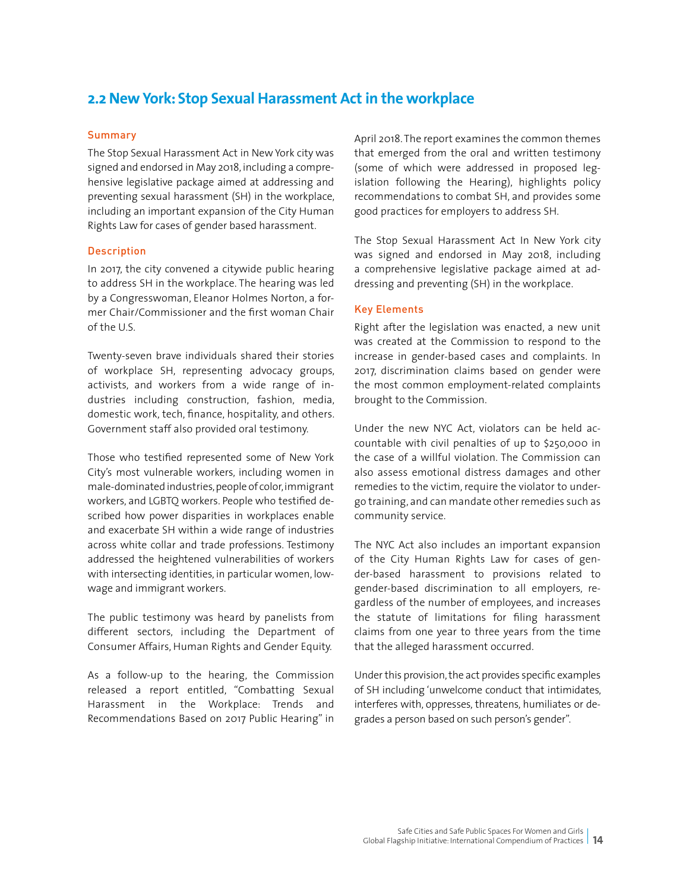## 2.2 New York: Stop Sexual Harassment Act in the workplace

### Summary

The Stop Sexual Harassment Act in New York city was signed and endorsed in May 2018, including a comprehensive legislative package aimed at addressing and preventing sexual harassment (SH) in the workplace, including an important expansion of the City Human Rights Law for cases of gender based harassment.

### Description

In 2017, the city convened a citywide public hearing to address SH in the workplace. The hearing was led by a Congresswoman, Eleanor Holmes Norton, a former Chair/Commissioner and the first woman Chair of the U.S.

Twenty-seven brave individuals shared their stories of workplace SH, representing advocacy groups, activists, and workers from a wide range of industries including construction, fashion, media, domestic work, tech, finance, hospitality, and others. Government staff also provided oral testimony.

Those who testified represented some of New York City's most vulnerable workers, including women in male-dominated industries, people of color, immigrant workers, and LGBTQ workers. People who testified described how power disparities in workplaces enable and exacerbate SH within a wide range of industries across white collar and trade professions. Testimony addressed the heightened vulnerabilities of workers with intersecting identities, in particular women, low-wage and immigrant workers.

The public testimony was heard by panelists from different sectors, including the Department of Consumer Affairs, Human Rights and Gender Equity.

As a follow-up to the hearing, the Commission released a report entitled, "Combatting Sexual Harassment in the Workplace: Trends and Recommendations Based on 2017 Public Hearing" in April 2018. The report examines the common themes that emerged from the oral and written testimony (some of which were addressed in proposed legislation following the Hearing), highlights policy recommendations to combat SH, and provides some good practices for employers to address SH.

The Stop Sexual Harassment Act In New York city was signed and endorsed in May 2018, including a comprehensive legislative package aimed at addressing and preventing (SH) in the workplace.

### Key Elements

Right after the legislation was enacted, a new unit was created at the Commission to respond to the increase in gender-based cases and complaints. In 2017, discrimination claims based on gender were the most common employment-related complaints brought to the Commission.

Under the new NYC Act, violators can be held accountable with civil penalties of up to $250,000 in the case of a willful violation. The Commission can also assess emotional distress damages and other remedies to the victim, require the violator to undergo training, and can mandate other remedies such as community service.

The NYC Act also includes an important expansion of the City Human Rights Law for cases of gender-based harassment to provisions related to gender-based discrimination to all employers, regardless of the number of employees, and increases the statute of limitations for filing harassment claims from one year to three years from the time that the alleged harassment occurred.

Under this provision, the act provides specific examples of SH including 'unwelcome conduct that intimidates, interferes with, oppresses, threatens, humiliates or degrades a person based on such person's gender".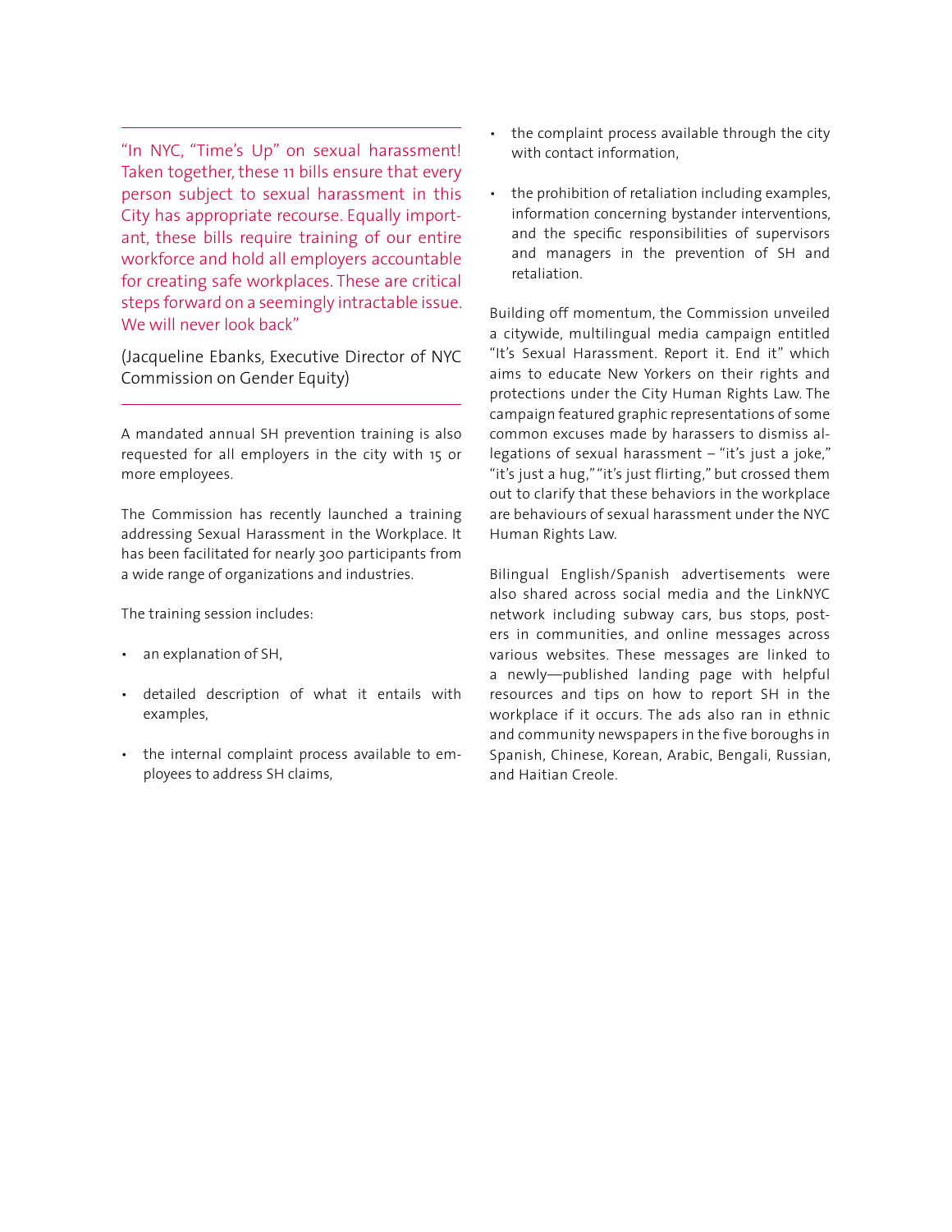"In NYC, "Time's Up" on sexual harassment! Taken together, these 11 bills ensure that every person subject to sexual harassment in this City has appropriate recourse. Equally important, these bills require training of our entire workforce and hold all employers accountable for creating safe workplaces. These are critical steps forward on a seemingly intractable issue. We will never look back"

(Jacqueline Ebanks, Executive Director of NYC Commission on Gender Equity)

A mandated annual SH prevention training is also requested for all employers in the city with 15 or more employees.

The Commission has recently launched a training addressing Sexual Harassment in the Workplace. It has been facilitated for nearly 300 participants from a wide range of organizations and industries.

The training session includes:

- an explanation of SH,
- detailed description of what it entails with examples,
- the internal complaint process available to employees to address SH claims,
- the complaint process available through the city with contact information,
- the prohibition of retaliation including examples, information concerning bystander interventions, and the specific responsibilities of supervisors and managers in the prevention of SH and retaliation.

Building off momentum, the Commission unveiled a citywide, multilingual media campaign entitled "It's Sexual Harassment. Report it. End it" which aims to educate New Yorkers on their rights and protections under the City Human Rights Law. The campaign featured graphic representations of some common excuses made by harassers to dismiss allegations of sexual harassment – "it's just a joke," "it's just a hug," "it's just flirting," but crossed them out to clarify that these behaviors in the workplace are behaviours of sexual harassment under the NYC Human Rights Law.

Bilingual English/Spanish advertisements were also shared across social media and the LinkNYC network including subway cars, bus stops, posters in communities, and online messages across various websites. These messages are linked to a newly—published landing page with helpful resources and tips on how to report SH in the workplace if it occurs. The ads also ran in ethnic and community newspapers in the five boroughs in Spanish, Chinese, Korean, Arabic, Bengali, Russian, and Haitian Creole.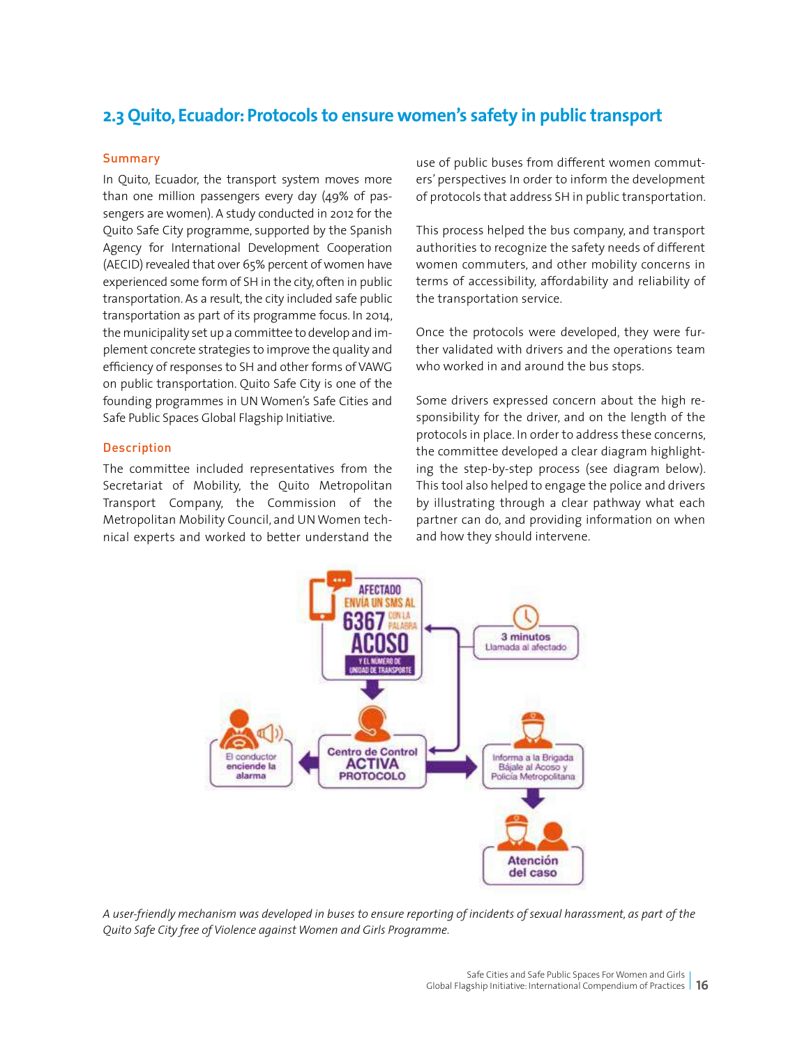## 2.3 Quito, Ecuador: Protocols to ensure women's safety in public transport

### Summary

In Quito, Ecuador, the transport system moves more than one million passengers every day (49% of passengers are women). A study conducted in 2012 for the Quito Safe City programme, supported by the Spanish Agency for International Development Cooperation (AECID) revealed that over 65% percent of women have experienced some form of SH in the city, often in public transportation. As a result, the city included safe public transportation as part of its programme focus. In 2014, the municipality set up a committee to develop and implement concrete strategies to improve the quality and efficiency of responses to SH and other forms of VAWG on public transportation. Quito Safe City is one of the founding programmes in UN Women's Safe Cities and Safe Public Spaces Global Flagship Initiative.

### Description

The committee included representatives from the Secretariat of Mobility, the Quito Metropolitan Transport Company, the Commission of the Metropolitan Mobility Council, and UN Women technical experts and worked to better understand the use of public buses from different women commuters' perspectives In order to inform the development of protocols that address SH in public transportation.

This process helped the bus company, and transport authorities to recognize the safety needs of different women commuters, and other mobility concerns in terms of accessibility, affordability and reliability of the transportation service.

Once the protocols were developed, they were further validated with drivers and the operations team who worked in and around the bus stops.

Some drivers expressed concern about the high responsibility for the driver, and on the length of the protocols in place. In order to address these concerns, the committee developed a clear diagram highlighting the step-by-step process (see diagram below). This tool also helped to engage the police and drivers by illustrating through a clear pathway what each partner can do, and providing information on when and how they should intervene.

AFECTADO ENVÍA UN SMS AL 6367 CON LA PALABRA ACOSO Y EL NÚMERO DE UNIDAD DE TRANSPORTE

3 minutos Llamada al afectado

Centro de Control ACTIVA PROTOCOLO

El conductor enciende la alarma

Informa a la Brigada Bájale al Acoso y Policía Metropolitana

Atención del caso

*A user-friendly mechanism was developed in buses to ensure reporting of incidents of sexual harassment, as part of the Quito Safe City free of Violence against Women and Girls Programme.*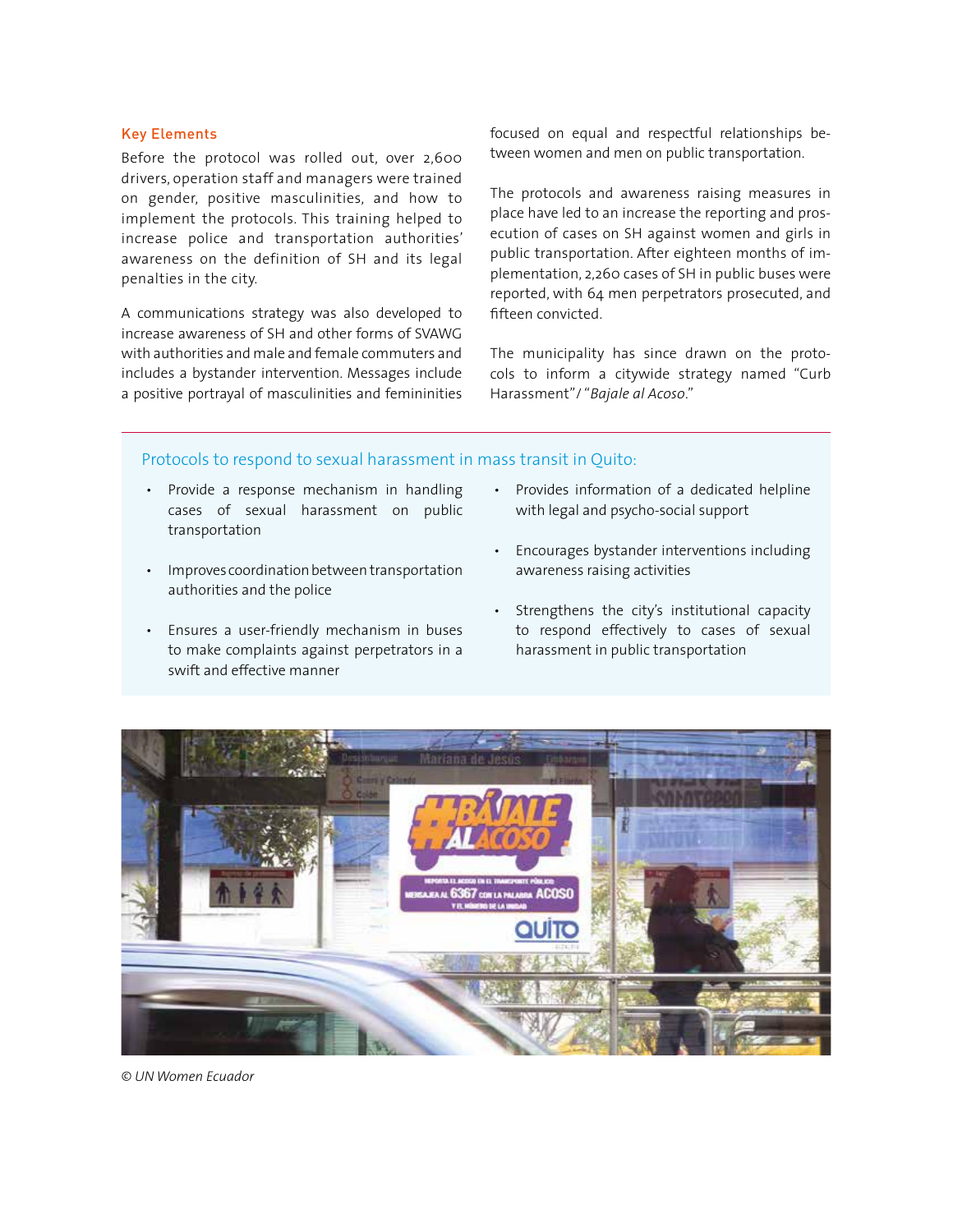### Key Elements

Before the protocol was rolled out, over 2,600 drivers, operation staff and managers were trained on gender, positive masculinities, and how to implement the protocols. This training helped to increase police and transportation authorities' awareness on the definition of SH and its legal penalties in the city.

A communications strategy was also developed to increase awareness of SH and other forms of SVAWG with authorities and male and female commuters and includes a bystander intervention. Messages include a positive portrayal of masculinities and femininities focused on equal and respectful relationships between women and men on public transportation.

The protocols and awareness raising measures in place have led to an increase the reporting and prosecution of cases on SH against women and girls in public transportation. After eighteen months of implementation, 2,260 cases of SH in public buses were reported, with 64 men perpetrators prosecuted, and fifteen convicted.

The municipality has since drawn on the protocols to inform a citywide strategy named "Curb Harassment"/ "*Bajale al Acoso*."

### Protocols to respond to sexual harassment in mass transit in Quito:

- Provide a response mechanism in handling cases of sexual harassment on public transportation
- Improves coordination between transportation authorities and the police
- Ensures a user-friendly mechanism in buses to make complaints against perpetrators in a swift and effective manner
- Provides information of a dedicated helpline with legal and psycho-social support
- Encourages bystander interventions including awareness raising activities
- Strengthens the city's institutional capacity to respond effectively to cases of sexual harassment in public transportation

© *UN Women Ecuador*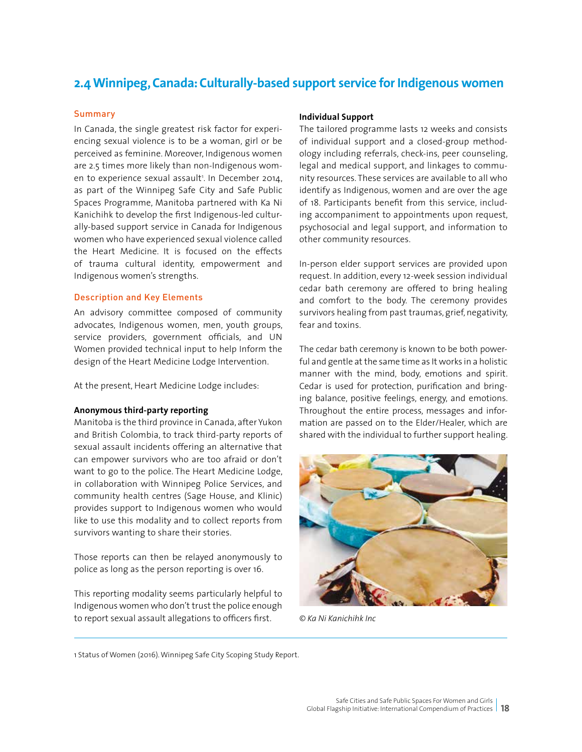## 2.4 Winnipeg, Canada: Culturally-based support service for Indigenous women

### Summary

In Canada, the single greatest risk factor for experiencing sexual violence is to be a woman, girl or be perceived as feminine. Moreover, Indigenous women are 2.5 times more likely than non-Indigenous women to experience sexual assault[1]. In December 2014, as part of the Winnipeg Safe City and Safe Public Spaces Programme, Manitoba partnered with Ka Ni Kanichihk to develop the first Indigenous-led culturally-based support service in Canada for Indigenous women who have experienced sexual violence called the Heart Medicine. It is focused on the effects of trauma cultural identity, empowerment and Indigenous women's strengths.

### Description and Key Elements

An advisory committee composed of community advocates, Indigenous women, men, youth groups, service providers, government officials, and UN Women provided technical input to help Inform the design of the Heart Medicine Lodge Intervention.

At the present, Heart Medicine Lodge includes:

**Anonymous third-party reporting**

Manitoba is the third province in Canada, after Yukon and British Colombia, to track third-party reports of sexual assault incidents offering an alternative that can empower survivors who are too afraid or don't want to go to the police. The Heart Medicine Lodge, in collaboration with Winnipeg Police Services, and community health centres (Sage House, and Klinic) provides support to Indigenous women who would like to use this modality and to collect reports from survivors wanting to share their stories.

Those reports can then be relayed anonymously to police as long as the person reporting is over 16.

This reporting modality seems particularly helpful to Indigenous women who don't trust the police enough to report sexual assault allegations to officers first.

**Individual Support**

The tailored programme lasts 12 weeks and consists of individual support and a closed-group methodology including referrals, check-ins, peer counseling, legal and medical support, and linkages to community resources. These services are available to all who identify as Indigenous, women and are over the age of 18. Participants benefit from this service, including accompaniment to appointments upon request, psychosocial and legal support, and information to other community resources.

In-person elder support services are provided upon request. In addition, every 12-week session individual cedar bath ceremony are offered to bring healing and comfort to the body. The ceremony provides survivors healing from past traumas, grief, negativity, fear and toxins.

The cedar bath ceremony is known to be both powerful and gentle at the same time as It works in a holistic manner with the mind, body, emotions and spirit. Cedar is used for protection, purification and bringing balance, positive feelings, energy, and emotions. Throughout the entire process, messages and information are passed on to the Elder/Healer, which are shared with the individual to further support healing.

*© Ka Ni Kanichihk Inc*

---

1 Status of Women (2016). Winnipeg Safe City Scoping Study Report.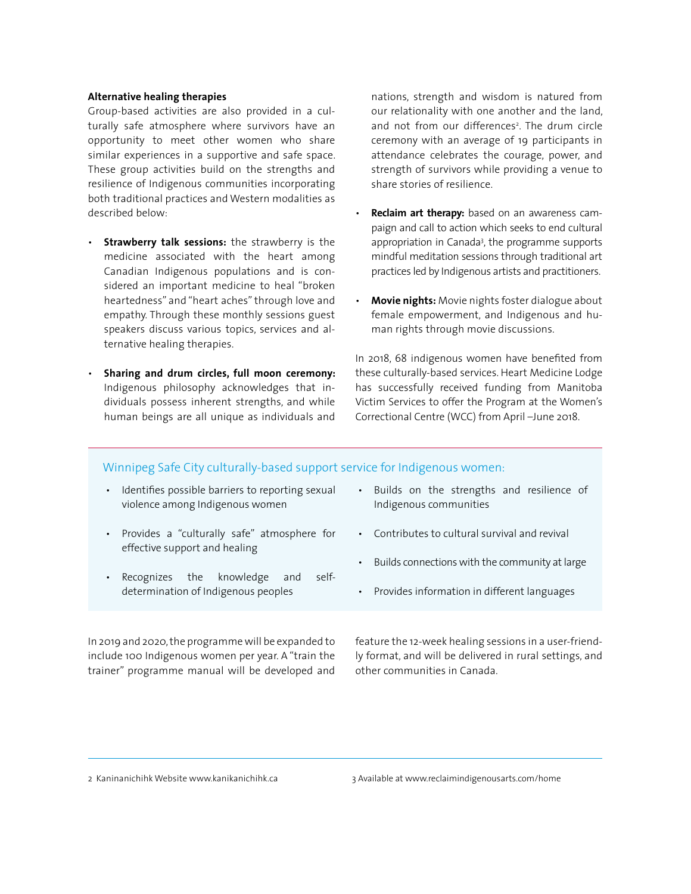**Alternative healing therapies**

Group-based activities are also provided in a culturally safe atmosphere where survivors have an opportunity to meet other women who share similar experiences in a supportive and safe space. These group activities build on the strengths and resilience of Indigenous communities incorporating both traditional practices and Western modalities as described below:

- **Strawberry talk sessions:** the strawberry is the medicine associated with the heart among Canadian Indigenous populations and is considered an important medicine to heal "broken heartedness" and "heart aches" through love and empathy. Through these monthly sessions guest speakers discuss various topics, services and alternative healing therapies.

- **Sharing and drum circles, full moon ceremony:** Indigenous philosophy acknowledges that individuals possess inherent strengths, and while human beings are all unique as individuals and nations, strength and wisdom is natured from our relationality with one another and the land, and not from our differences[2]. The drum circle ceremony with an average of 19 participants in attendance celebrates the courage, power, and strength of survivors while providing a venue to share stories of resilience.

- **Reclaim art therapy:** based on an awareness campaign and call to action which seeks to end cultural appropriation in Canada[3], the programme supports mindful meditation sessions through traditional art practices led by Indigenous artists and practitioners.

- **Movie nights:** Movie nights foster dialogue about female empowerment, and Indigenous and human rights through movie discussions.

In 2018, 68 indigenous women have benefited from these culturally-based services. Heart Medicine Lodge has successfully received funding from Manitoba Victim Services to offer the Program at the Women's Correctional Centre (WCC) from April –June 2018.

### Winnipeg Safe City culturally-based support service for Indigenous women:

- Identifies possible barriers to reporting sexual violence among Indigenous women
- Provides a "culturally safe" atmosphere for effective support and healing
- Recognizes the knowledge and self-determination of Indigenous peoples
- Builds on the strengths and resilience of Indigenous communities
- Contributes to cultural survival and revival
- Builds connections with the community at large
- Provides information in different languages

In 2019 and 2020, the programme will be expanded to include 100 Indigenous women per year. A "train the trainer" programme manual will be developed and feature the 12-week healing sessions in a user-friendly format, and will be delivered in rural settings, and other communities in Canada.

2 Kaninanichihk Website www.kanikanichihk.ca

3 Available at www.reclaimindigenousarts.com/home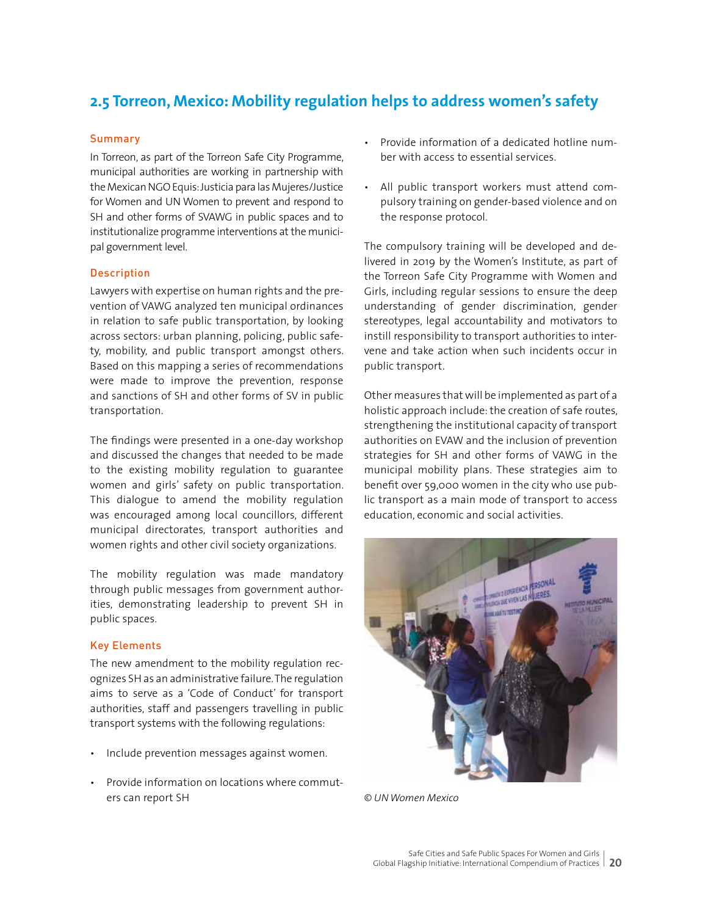## 2.5 Torreon, Mexico: Mobility regulation helps to address women's safety

### Summary

In Torreon, as part of the Torreon Safe City Programme, municipal authorities are working in partnership with the Mexican NGO Equis: Justicia para las Mujeres/Justice for Women and UN Women to prevent and respond to SH and other forms of SVAWG in public spaces and to institutionalize programme interventions at the municipal government level.

### Description

Lawyers with expertise on human rights and the prevention of VAWG analyzed ten municipal ordinances in relation to safe public transportation, by looking across sectors: urban planning, policing, public safety, mobility, and public transport amongst others. Based on this mapping a series of recommendations were made to improve the prevention, response and sanctions of SH and other forms of SV in public transportation.

The findings were presented in a one-day workshop and discussed the changes that needed to be made to the existing mobility regulation to guarantee women and girls' safety on public transportation. This dialogue to amend the mobility regulation was encouraged among local councillors, different municipal directorates, transport authorities and women rights and other civil society organizations.

The mobility regulation was made mandatory through public messages from government authorities, demonstrating leadership to prevent SH in public spaces.

### Key Elements

The new amendment to the mobility regulation recognizes SH as an administrative failure. The regulation aims to serve as a 'Code of Conduct' for transport authorities, staff and passengers travelling in public transport systems with the following regulations:

- Include prevention messages against women.
- Provide information on locations where commuters can report SH
- Provide information of a dedicated hotline number with access to essential services.
- All public transport workers must attend compulsory training on gender-based violence and on the response protocol.

The compulsory training will be developed and delivered in 2019 by the Women's Institute, as part of the Torreon Safe City Programme with Women and Girls, including regular sessions to ensure the deep understanding of gender discrimination, gender stereotypes, legal accountability and motivators to instill responsibility to transport authorities to intervene and take action when such incidents occur in public transport.

Other measures that will be implemented as part of a holistic approach include: the creation of safe routes, strengthening the institutional capacity of transport authorities on EVAW and the inclusion of prevention strategies for SH and other forms of VAWG in the municipal mobility plans. These strategies aim to benefit over 59,000 women in the city who use public transport as a main mode of transport to access education, economic and social activities.

*© UN Women Mexico*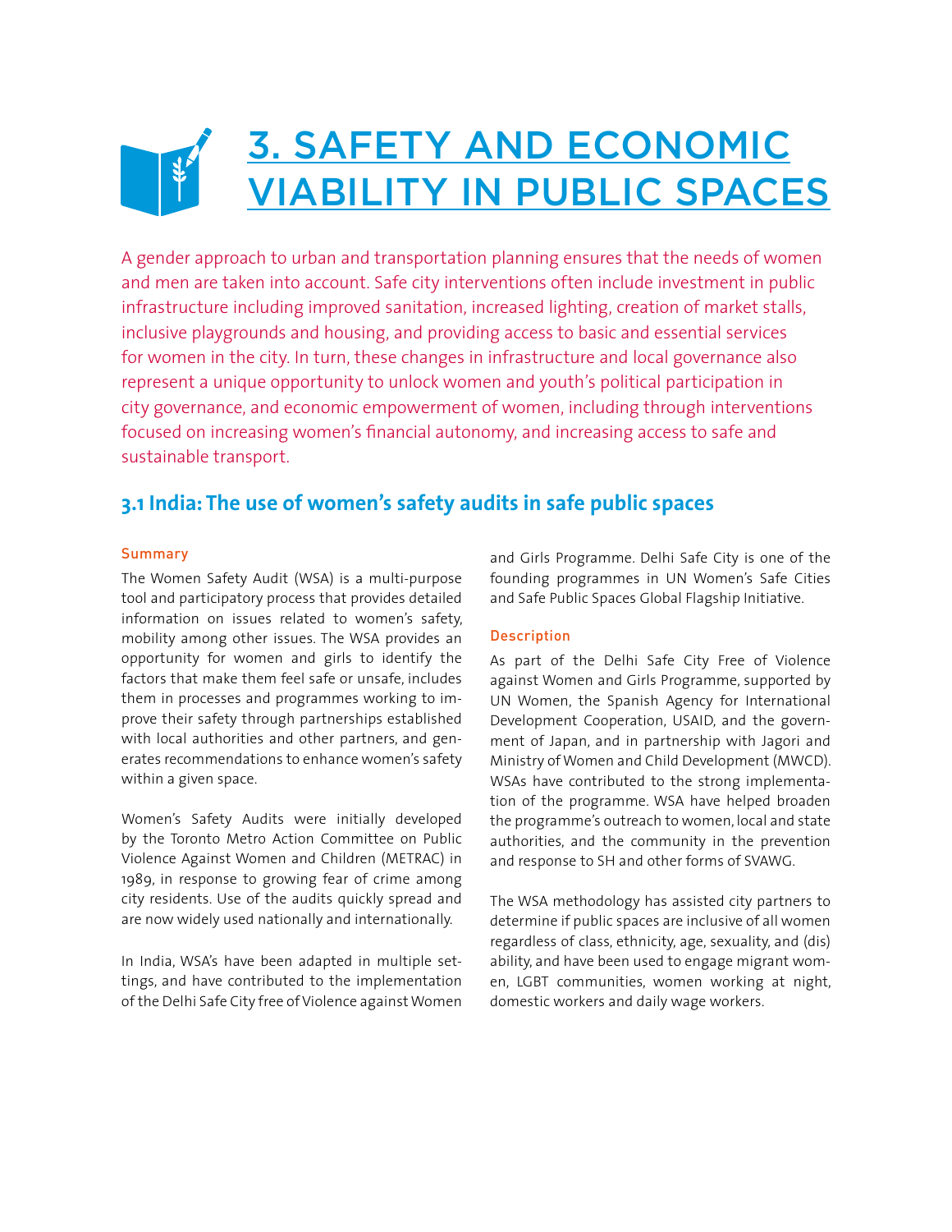# 3. SAFETY AND ECONOMIC VIABILITY IN PUBLIC SPACES

A gender approach to urban and transportation planning ensures that the needs of women and men are taken into account. Safe city interventions often include investment in public infrastructure including improved sanitation, increased lighting, creation of market stalls, inclusive playgrounds and housing, and providing access to basic and essential services for women in the city. In turn, these changes in infrastructure and local governance also represent a unique opportunity to unlock women and youth's political participation in city governance, and economic empowerment of women, including through interventions focused on increasing women's financial autonomy, and increasing access to safe and sustainable transport.

## 3.1 India: The use of women's safety audits in safe public spaces

### Summary

The Women Safety Audit (WSA) is a multi-purpose tool and participatory process that provides detailed information on issues related to women's safety, mobility among other issues. The WSA provides an opportunity for women and girls to identify the factors that make them feel safe or unsafe, includes them in processes and programmes working to improve their safety through partnerships established with local authorities and other partners, and generates recommendations to enhance women's safety within a given space.

Women's Safety Audits were initially developed by the Toronto Metro Action Committee on Public Violence Against Women and Children (METRAC) in 1989, in response to growing fear of crime among city residents. Use of the audits quickly spread and are now widely used nationally and internationally.

In India, WSA's have been adapted in multiple settings, and have contributed to the implementation of the Delhi Safe City free of Violence against Women and Girls Programme. Delhi Safe City is one of the founding programmes in UN Women's Safe Cities and Safe Public Spaces Global Flagship Initiative.

### Description

As part of the Delhi Safe City Free of Violence against Women and Girls Programme, supported by UN Women, the Spanish Agency for International Development Cooperation, USAID, and the government of Japan, and in partnership with Jagori and Ministry of Women and Child Development (MWCD). WSAs have contributed to the strong implementation of the programme. WSA have helped broaden the programme's outreach to women, local and state authorities, and the community in the prevention and response to SH and other forms of SVAWG.

The WSA methodology has assisted city partners to determine if public spaces are inclusive of all women regardless of class, ethnicity, age, sexuality, and (dis) ability, and have been used to engage migrant women, LGBT communities, women working at night, domestic workers and daily wage workers.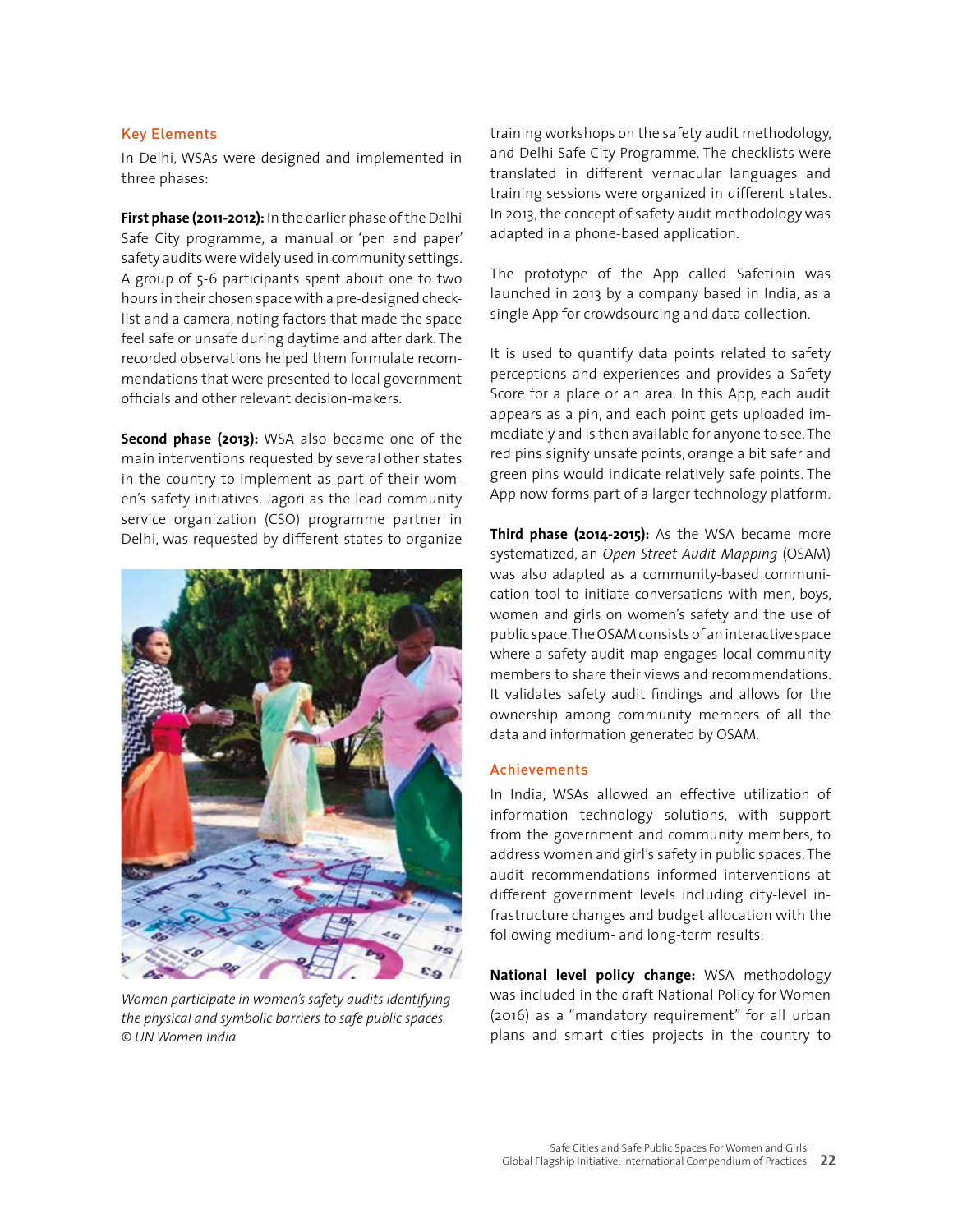### Key Elements

In Delhi, WSAs were designed and implemented in three phases:

**First phase (2011-2012):** In the earlier phase of the Delhi Safe City programme, a manual or 'pen and paper' safety audits were widely used in community settings. A group of 5-6 participants spent about one to two hours in their chosen space with a pre-designed check-list and a camera, noting factors that made the space feel safe or unsafe during daytime and after dark. The recorded observations helped them formulate recommendations that were presented to local government officials and other relevant decision-makers.

**Second phase (2013):** WSA also became one of the main interventions requested by several other states in the country to implement as part of their women's safety initiatives. Jagori as the lead community service organization (CSO) programme partner in Delhi, was requested by different states to organize training workshops on the safety audit methodology, and Delhi Safe City Programme. The checklists were translated in different vernacular languages and training sessions were organized in different states. In 2013, the concept of safety audit methodology was adapted in a phone-based application.

*Women participate in women's safety audits identifying the physical and symbolic barriers to safe public spaces. © UN Women India*

The prototype of the App called Safetipin was launched in 2013 by a company based in India, as a single App for crowdsourcing and data collection.

It is used to quantify data points related to safety perceptions and experiences and provides a Safety Score for a place or an area. In this App, each audit appears as a pin, and each point gets uploaded immediately and is then available for anyone to see. The red pins signify unsafe points, orange a bit safer and green pins would indicate relatively safe points. The App now forms part of a larger technology platform.

**Third phase (2014-2015):** As the WSA became more systematized, an *Open Street Audit Mapping* (OSAM) was also adapted as a community-based communication tool to initiate conversations with men, boys, women and girls on women's safety and the use of public space. The OSAM consists of an interactive space where a safety audit map engages local community members to share their views and recommendations. It validates safety audit findings and allows for the ownership among community members of all the data and information generated by OSAM.

### Achievements

In India, WSAs allowed an effective utilization of information technology solutions, with support from the government and community members, to address women and girl's safety in public spaces. The audit recommendations informed interventions at different government levels including city-level infrastructure changes and budget allocation with the following medium- and long-term results:

**National level policy change:** WSA methodology was included in the draft National Policy for Women (2016) as a "mandatory requirement" for all urban plans and smart cities projects in the country to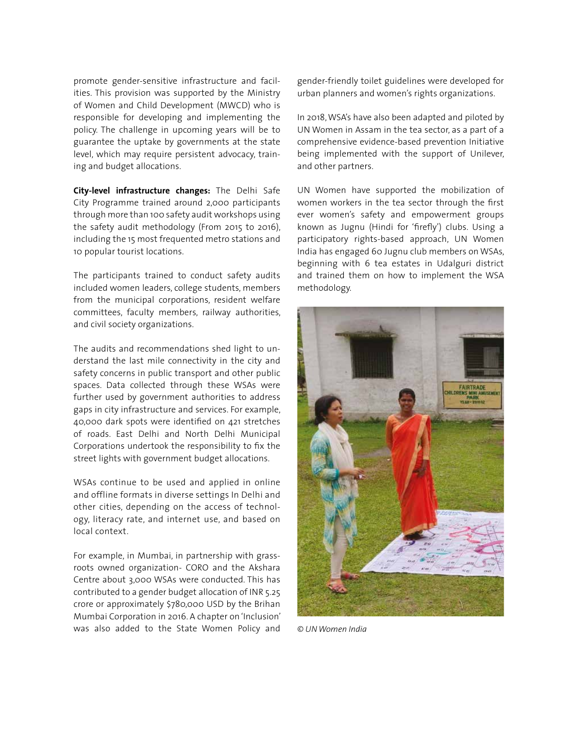promote gender-sensitive infrastructure and facilities. This provision was supported by the Ministry of Women and Child Development (MWCD) who is responsible for developing and implementing the policy. The challenge in upcoming years will be to guarantee the uptake by governments at the state level, which may require persistent advocacy, training and budget allocations.

**City-level infrastructure changes:** The Delhi Safe City Programme trained around 2,000 participants through more than 100 safety audit workshops using the safety audit methodology (From 2015 to 2016), including the 15 most frequented metro stations and 10 popular tourist locations.

The participants trained to conduct safety audits included women leaders, college students, members from the municipal corporations, resident welfare committees, faculty members, railway authorities, and civil society organizations.

The audits and recommendations shed light to understand the last mile connectivity in the city and safety concerns in public transport and other public spaces. Data collected through these WSAs were further used by government authorities to address gaps in city infrastructure and services. For example, 40,000 dark spots were identified on 421 stretches of roads. East Delhi and North Delhi Municipal Corporations undertook the responsibility to fix the street lights with government budget allocations.

WSAs continue to be used and applied in online and offline formats in diverse settings In Delhi and other cities, depending on the access of technology, literacy rate, and internet use, and based on local context.

For example, in Mumbai, in partnership with grassroots owned organization- CORO and the Akshara Centre about 3,000 WSAs were conducted. This has contributed to a gender budget allocation of INR 5.25 crore or approximately $780,000 USD by the Brihan Mumbai Corporation in 2016. A chapter on 'Inclusion' was also added to the State Women Policy and gender-friendly toilet guidelines were developed for urban planners and women's rights organizations.

In 2018, WSA's have also been adapted and piloted by UN Women in Assam in the tea sector, as a part of a comprehensive evidence-based prevention Initiative being implemented with the support of Unilever, and other partners.

UN Women have supported the mobilization of women workers in the tea sector through the first ever women's safety and empowerment groups known as Jugnu (Hindi for 'firefly') clubs. Using a participatory rights-based approach, UN Women India has engaged 60 Jugnu club members on WSAs, beginning with 6 tea estates in Udalguri district and trained them on how to implement the WSA methodology.

*© UN Women India*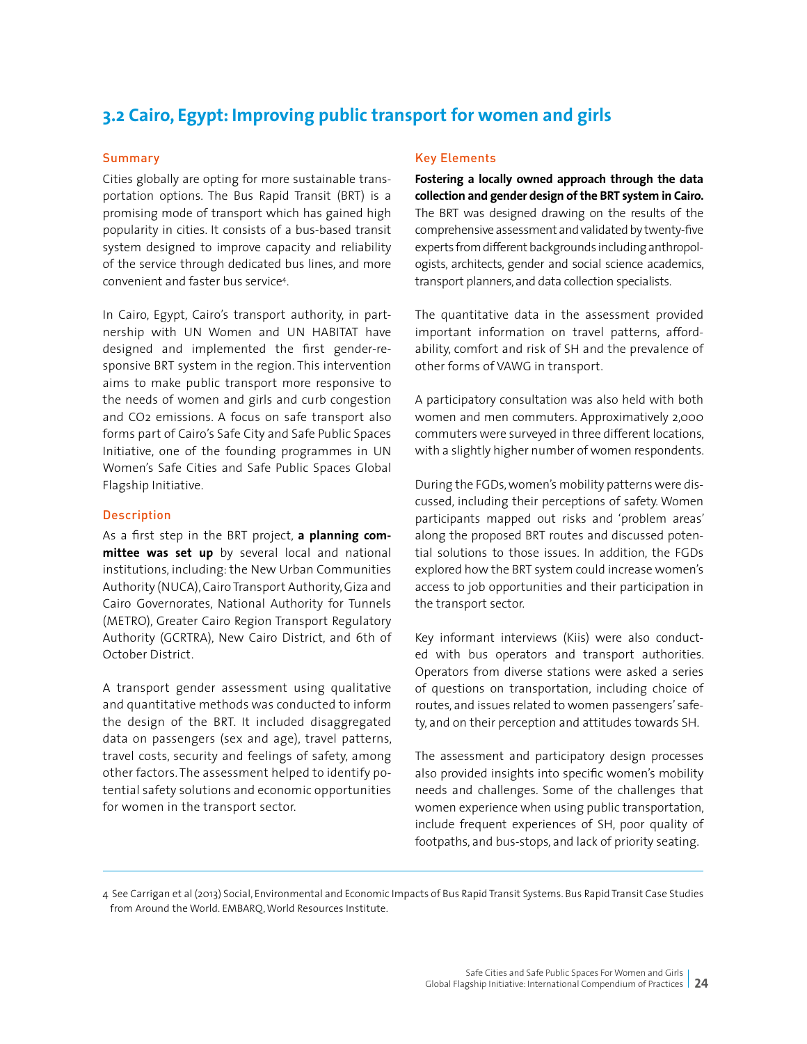## 3.2 Cairo, Egypt: Improving public transport for women and girls

### Summary

Cities globally are opting for more sustainable transportation options. The Bus Rapid Transit (BRT) is a promising mode of transport which has gained high popularity in cities. It consists of a bus-based transit system designed to improve capacity and reliability of the service through dedicated bus lines, and more convenient and faster bus service[4].

In Cairo, Egypt, Cairo's transport authority, in partnership with UN Women and UN HABITAT have designed and implemented the first gender-responsive BRT system in the region. This intervention aims to make public transport more responsive to the needs of women and girls and curb congestion and $CO_2$ emissions. A focus on safe transport also forms part of Cairo's Safe City and Safe Public Spaces Initiative, one of the founding programmes in UN Women's Safe Cities and Safe Public Spaces Global Flagship Initiative.

### Description

As a first step in the BRT project, **a planning committee was set up** by several local and national institutions, including: the New Urban Communities Authority (NUCA), Cairo Transport Authority, Giza and Cairo Governorates, National Authority for Tunnels (METRO), Greater Cairo Region Transport Regulatory Authority (GCRTRA), New Cairo District, and 6th of October District.

A transport gender assessment using qualitative and quantitative methods was conducted to inform the design of the BRT. It included disaggregated data on passengers (sex and age), travel patterns, travel costs, security and feelings of safety, among other factors. The assessment helped to identify potential safety solutions and economic opportunities for women in the transport sector.

### Key Elements

**Fostering a locally owned approach through the data collection and gender design of the BRT system in Cairo.** The BRT was designed drawing on the results of the comprehensive assessment and validated by twenty-five experts from different backgrounds including anthropologists, architects, gender and social science academics, transport planners, and data collection specialists.

The quantitative data in the assessment provided important information on travel patterns, affordability, comfort and risk of SH and the prevalence of other forms of VAWG in transport.

A participatory consultation was also held with both women and men commuters. Approximatively 2,000 commuters were surveyed in three different locations, with a slightly higher number of women respondents.

During the FGDs, women's mobility patterns were discussed, including their perceptions of safety. Women participants mapped out risks and 'problem areas' along the proposed BRT routes and discussed potential solutions to those issues. In addition, the FGDs explored how the BRT system could increase women's access to job opportunities and their participation in the transport sector.

Key informant interviews (Kiis) were also conducted with bus operators and transport authorities. Operators from diverse stations were asked a series of questions on transportation, including choice of routes, and issues related to women passengers' safety, and on their perception and attitudes towards SH.

The assessment and participatory design processes also provided insights into specific women's mobility needs and challenges. Some of the challenges that women experience when using public transportation, include frequent experiences of SH, poor quality of footpaths, and bus-stops, and lack of priority seating.

---

4 See Carrigan et al (2013) Social, Environmental and Economic Impacts of Bus Rapid Transit Systems. Bus Rapid Transit Case Studies from Around the World. EMBARQ, World Resources Institute.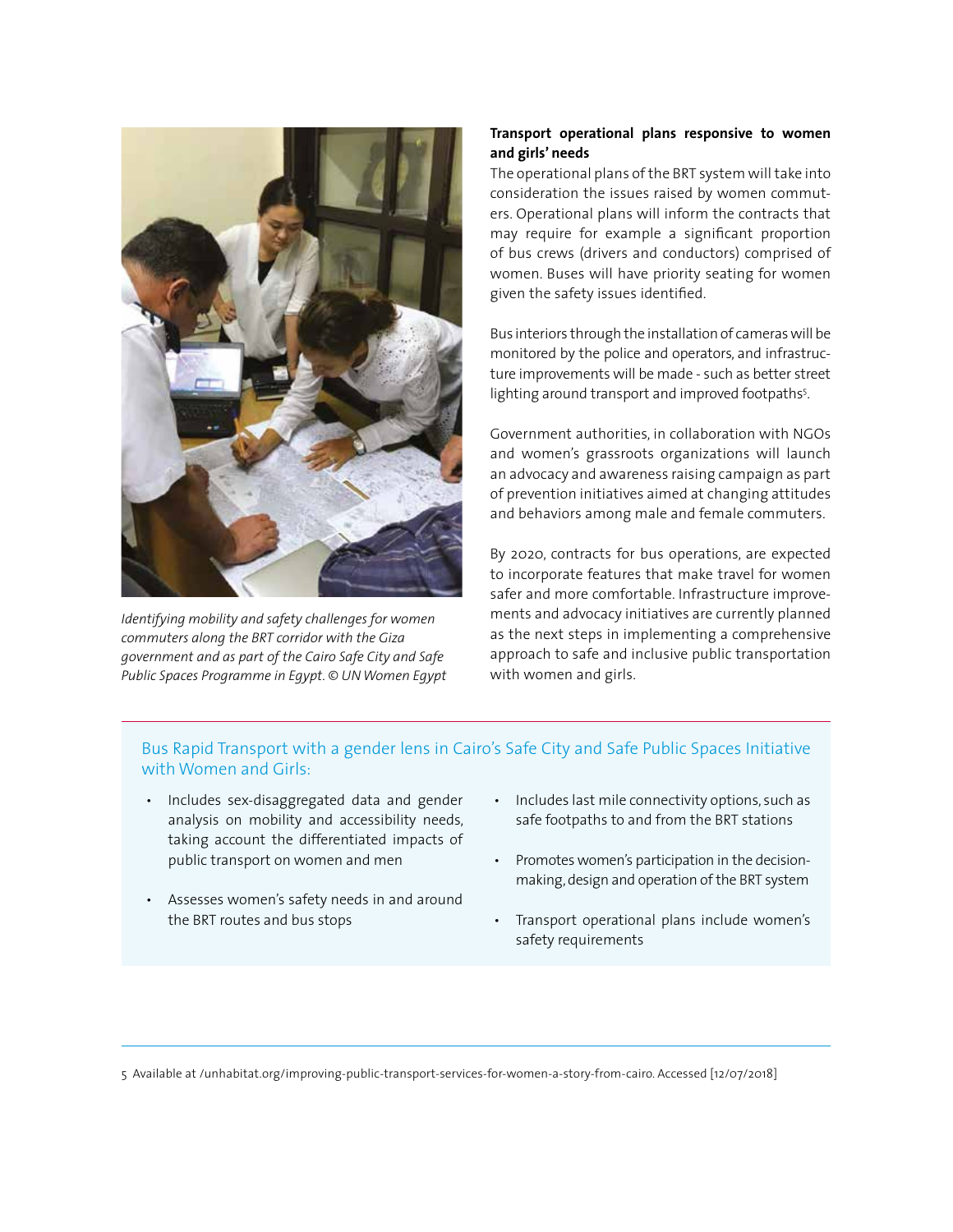*Identifying mobility and safety challenges for women commuters along the BRT corridor with the Giza government and as part of the Cairo Safe City and Safe Public Spaces Programme in Egypt. © UN Women Egypt*

**Transport operational plans responsive to women and girls' needs**

The operational plans of the BRT system will take into consideration the issues raised by women commuters. Operational plans will inform the contracts that may require for example a significant proportion of bus crews (drivers and conductors) comprised of women. Buses will have priority seating for women given the safety issues identified.

Bus interiors through the installation of cameras will be monitored by the police and operators, and infrastructure improvements will be made - such as better street lighting around transport and improved footpaths[5].

Government authorities, in collaboration with NGOs and women's grassroots organizations will launch an advocacy and awareness raising campaign as part of prevention initiatives aimed at changing attitudes and behaviors among male and female commuters.

By 2020, contracts for bus operations, are expected to incorporate features that make travel for women safer and more comfortable. Infrastructure improvements and advocacy initiatives are currently planned as the next steps in implementing a comprehensive approach to safe and inclusive public transportation with women and girls.

### Bus Rapid Transport with a gender lens in Cairo's Safe City and Safe Public Spaces Initiative with Women and Girls:

- Includes sex-disaggregated data and gender analysis on mobility and accessibility needs, taking account the differentiated impacts of public transport on women and men
- Assesses women's safety needs in and around the BRT routes and bus stops
- Includes last mile connectivity options, such as safe footpaths to and from the BRT stations
- Promotes women's participation in the decision-making, design and operation of the BRT system
- Transport operational plans include women's safety requirements

5 Available at /unhabitat.org/improving-public-transport-services-for-women-a-story-from-cairo. Accessed [12/07/2018]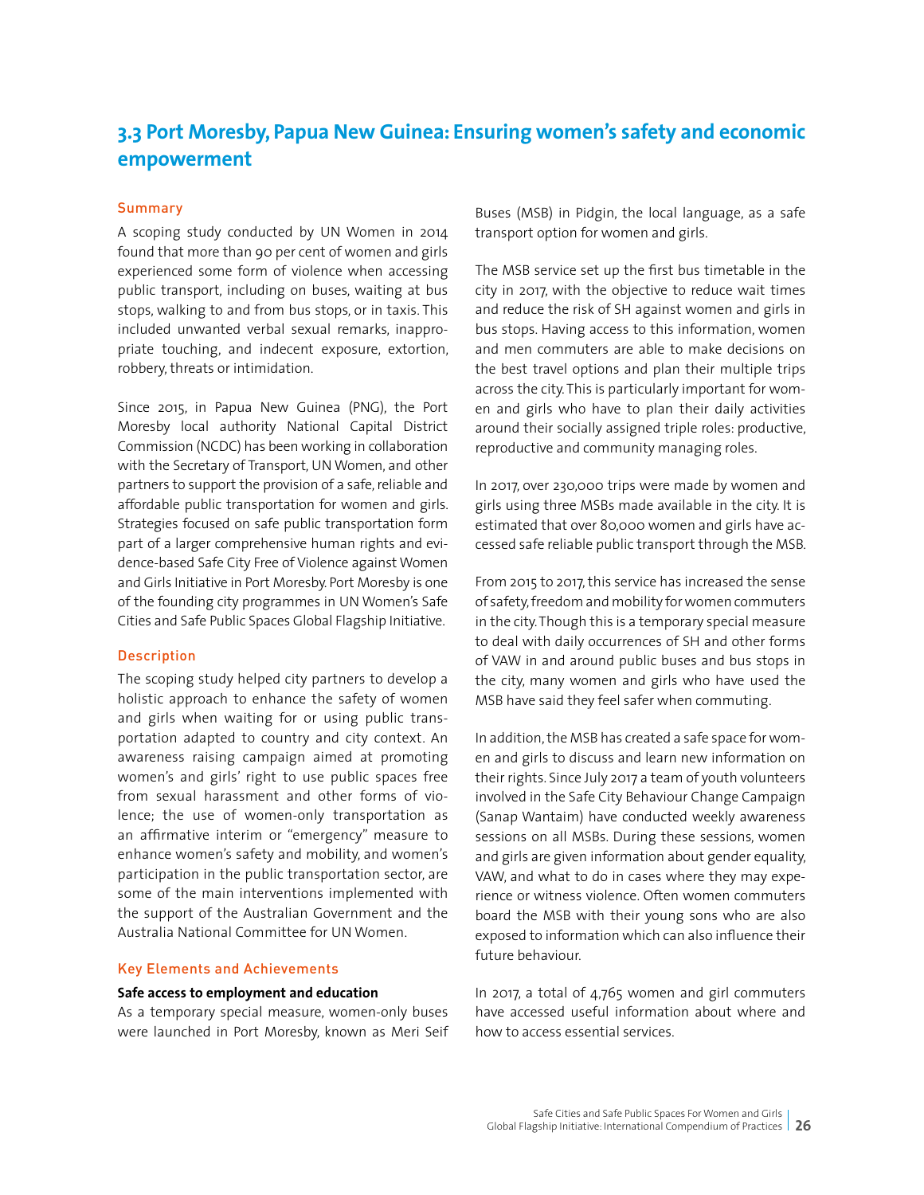## 3.3 Port Moresby, Papua New Guinea: Ensuring women's safety and economic empowerment

### Summary

A scoping study conducted by UN Women in 2014 found that more than 90 per cent of women and girls experienced some form of violence when accessing public transport, including on buses, waiting at bus stops, walking to and from bus stops, or in taxis. This included unwanted verbal sexual remarks, inappropriate touching, and indecent exposure, extortion, robbery, threats or intimidation.

Since 2015, in Papua New Guinea (PNG), the Port Moresby local authority National Capital District Commission (NCDC) has been working in collaboration with the Secretary of Transport, UN Women, and other partners to support the provision of a safe, reliable and affordable public transportation for women and girls. Strategies focused on safe public transportation form part of a larger comprehensive human rights and evidence-based Safe City Free of Violence against Women and Girls Initiative in Port Moresby. Port Moresby is one of the founding city programmes in UN Women's Safe Cities and Safe Public Spaces Global Flagship Initiative.

### Description

The scoping study helped city partners to develop a holistic approach to enhance the safety of women and girls when waiting for or using public transportation adapted to country and city context. An awareness raising campaign aimed at promoting women's and girls' right to use public spaces free from sexual harassment and other forms of violence; the use of women-only transportation as an affirmative interim or "emergency" measure to enhance women's safety and mobility, and women's participation in the public transportation sector, are some of the main interventions implemented with the support of the Australian Government and the Australia National Committee for UN Women.

### Key Elements and Achievements

**Safe access to employment and education**

As a temporary special measure, women-only buses were launched in Port Moresby, known as Meri Seif Buses (MSB) in Pidgin, the local language, as a safe transport option for women and girls.

The MSB service set up the first bus timetable in the city in 2017, with the objective to reduce wait times and reduce the risk of SH against women and girls in bus stops. Having access to this information, women and men commuters are able to make decisions on the best travel options and plan their multiple trips across the city. This is particularly important for women and girls who have to plan their daily activities around their socially assigned triple roles: productive, reproductive and community managing roles.

In 2017, over 230,000 trips were made by women and girls using three MSBs made available in the city. It is estimated that over 80,000 women and girls have accessed safe reliable public transport through the MSB.

From 2015 to 2017, this service has increased the sense of safety, freedom and mobility for women commuters in the city. Though this is a temporary special measure to deal with daily occurrences of SH and other forms of VAW in and around public buses and bus stops in the city, many women and girls who have used the MSB have said they feel safer when commuting.

In addition, the MSB has created a safe space for women and girls to discuss and learn new information on their rights. Since July 2017 a team of youth volunteers involved in the Safe City Behaviour Change Campaign (Sanap Wantaim) have conducted weekly awareness sessions on all MSBs. During these sessions, women and girls are given information about gender equality, VAW, and what to do in cases where they may experience or witness violence. Often women commuters board the MSB with their young sons who are also exposed to information which can also influence their future behaviour.

In 2017, a total of 4,765 women and girl commuters have accessed useful information about where and how to access essential services.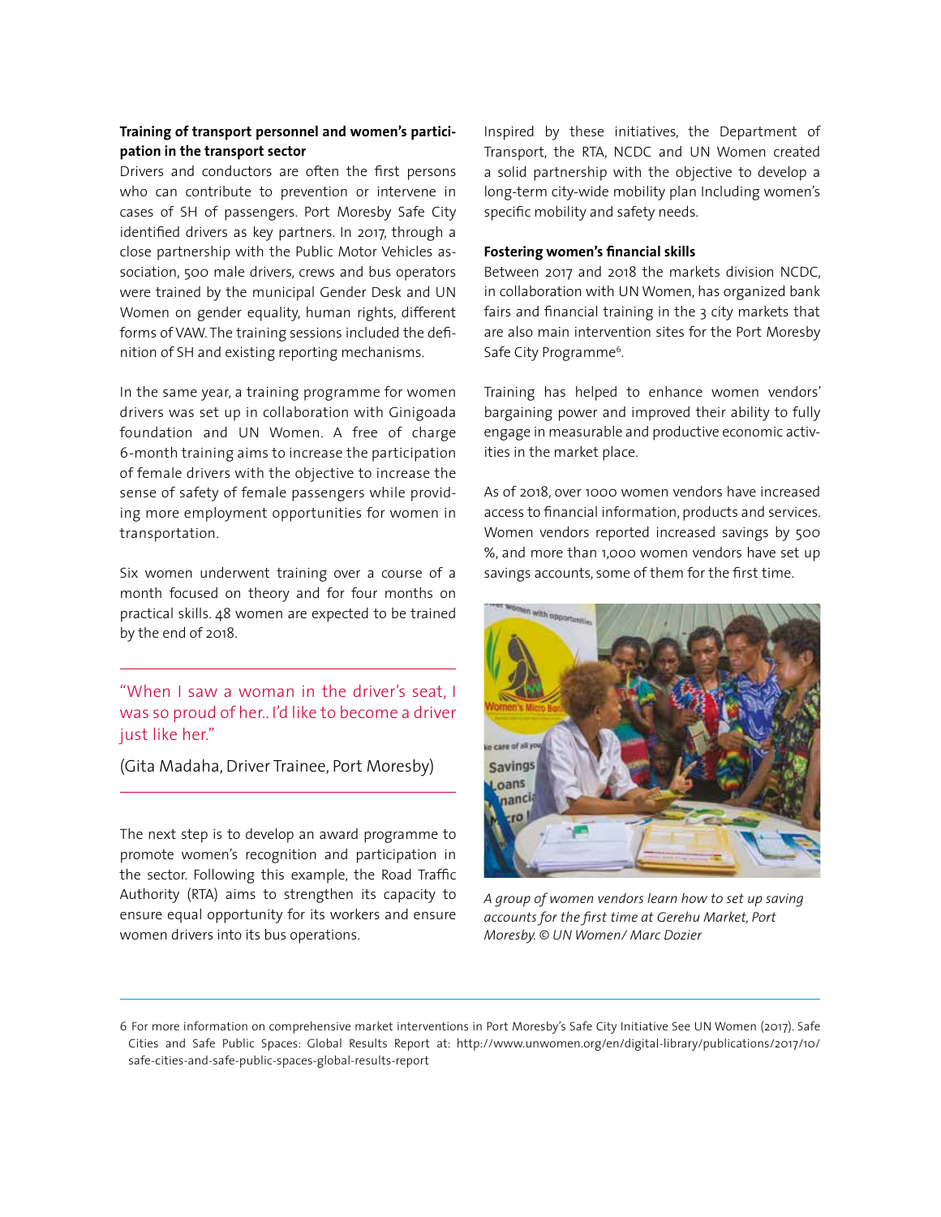**Training of transport personnel and women's participation in the transport sector**

Drivers and conductors are often the first persons who can contribute to prevention or intervene in cases of SH of passengers. Port Moresby Safe City identified drivers as key partners. In 2017, through a close partnership with the Public Motor Vehicles association, 500 male drivers, crews and bus operators were trained by the municipal Gender Desk and UN Women on gender equality, human rights, different forms of VAW. The training sessions included the definition of SH and existing reporting mechanisms.

In the same year, a training programme for women drivers was set up in collaboration with Ginigoada foundation and UN Women. A free of charge 6-month training aims to increase the participation of female drivers with the objective to increase the sense of safety of female passengers while providing more employment opportunities for women in transportation.

Six women underwent training over a course of a month focused on theory and for four months on practical skills. 48 women are expected to be trained by the end of 2018.

> "When I saw a woman in the driver's seat, I was so proud of her.. I'd like to become a driver just like her."
>
> (Gita Madaha, Driver Trainee, Port Moresby)

The next step is to develop an award programme to promote women's recognition and participation in the sector. Following this example, the Road Traffic Authority (RTA) aims to strengthen its capacity to ensure equal opportunity for its workers and ensure women drivers into its bus operations.

Inspired by these initiatives, the Department of Transport, the RTA, NCDC and UN Women created a solid partnership with the objective to develop a long-term city-wide mobility plan Including women's specific mobility and safety needs.

**Fostering women's financial skills**

Between 2017 and 2018 the markets division NCDC, in collaboration with UN Women, has organized bank fairs and financial training in the 3 city markets that are also main intervention sites for the Port Moresby Safe City Programme[6].

Training has helped to enhance women vendors' bargaining power and improved their ability to fully engage in measurable and productive economic activities in the market place.

As of 2018, over 1000 women vendors have increased access to financial information, products and services. Women vendors reported increased savings by 500 %, and more than 1,000 women vendors have set up savings accounts, some of them for the first time.

*A group of women vendors learn how to set up saving accounts for the first time at Gerehu Market, Port Moresby. © UN Women/ Marc Dozier*

6 For more information on comprehensive market interventions in Port Moresby's Safe City Initiative See UN Women (2017). Safe Cities and Safe Public Spaces: Global Results Report at: http://www.unwomen.org/en/digital-library/publications/2017/10/safe-cities-and-safe-public-spaces-global-results-report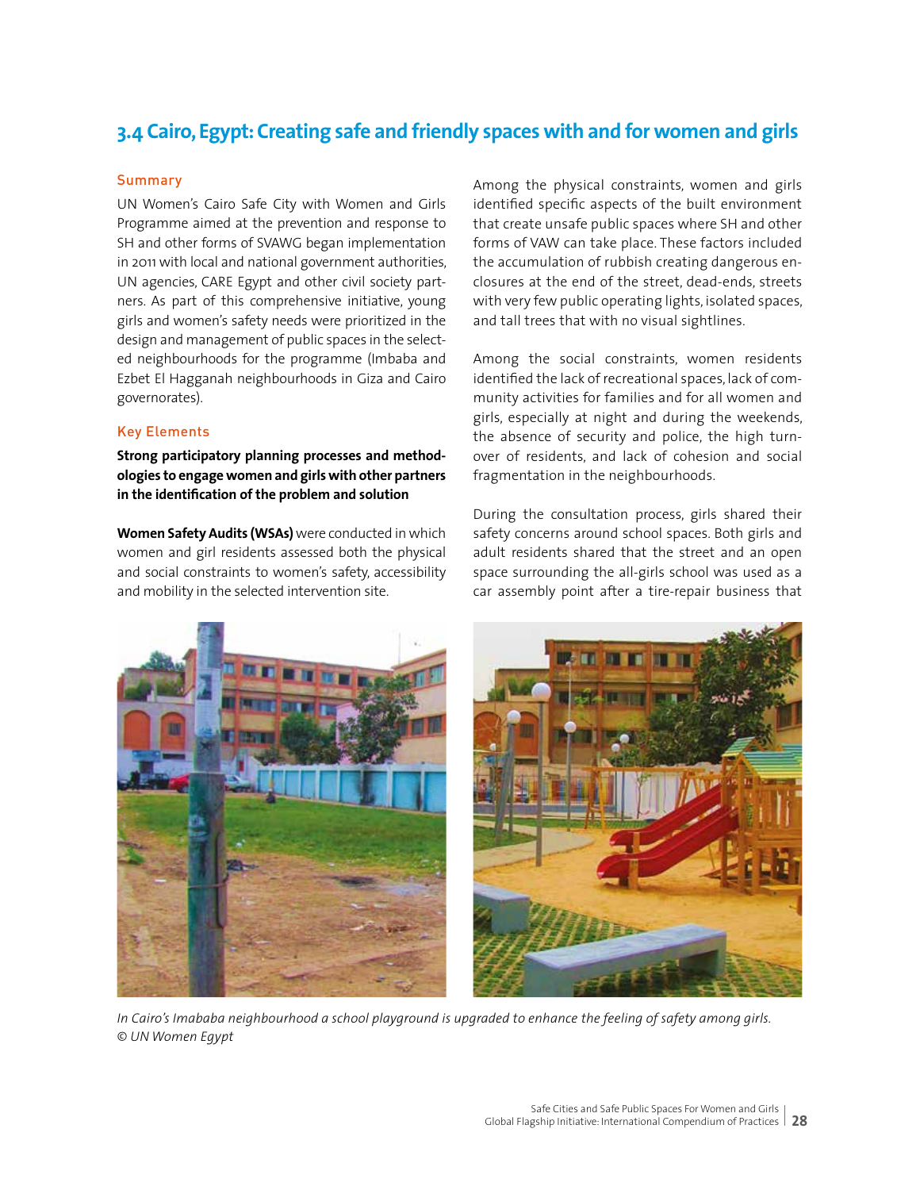## 3.4 Cairo, Egypt: Creating safe and friendly spaces with and for women and girls

### Summary

UN Women's Cairo Safe City with Women and Girls Programme aimed at the prevention and response to SH and other forms of SVAWG began implementation in 2011 with local and national government authorities, UN agencies, CARE Egypt and other civil society partners. As part of this comprehensive initiative, young girls and women's safety needs were prioritized in the design and management of public spaces in the selected neighbourhoods for the programme (Imbaba and Ezbet El Hagganah neighbourhoods in Giza and Cairo governorates).

### Key Elements

**Strong participatory planning processes and methodologies to engage women and girls with other partners in the identification of the problem and solution**

**Women Safety Audits (WSAs)** were conducted in which women and girl residents assessed both the physical and social constraints to women's safety, accessibility and mobility in the selected intervention site.

Among the physical constraints, women and girls identified specific aspects of the built environment that create unsafe public spaces where SH and other forms of VAW can take place. These factors included the accumulation of rubbish creating dangerous enclosures at the end of the street, dead-ends, streets with very few public operating lights, isolated spaces, and tall trees that with no visual sightlines.

Among the social constraints, women residents identified the lack of recreational spaces, lack of community activities for families and for all women and girls, especially at night and during the weekends, the absence of security and police, the high turnover of residents, and lack of cohesion and social fragmentation in the neighbourhoods.

During the consultation process, girls shared their safety concerns around school spaces. Both girls and adult residents shared that the street and an open space surrounding the all-girls school was used as a car assembly point after a tire-repair business that

*In Cairo's Imababa neighbourhood a school playground is upgraded to enhance the feeling of safety among girls. © UN Women Egypt*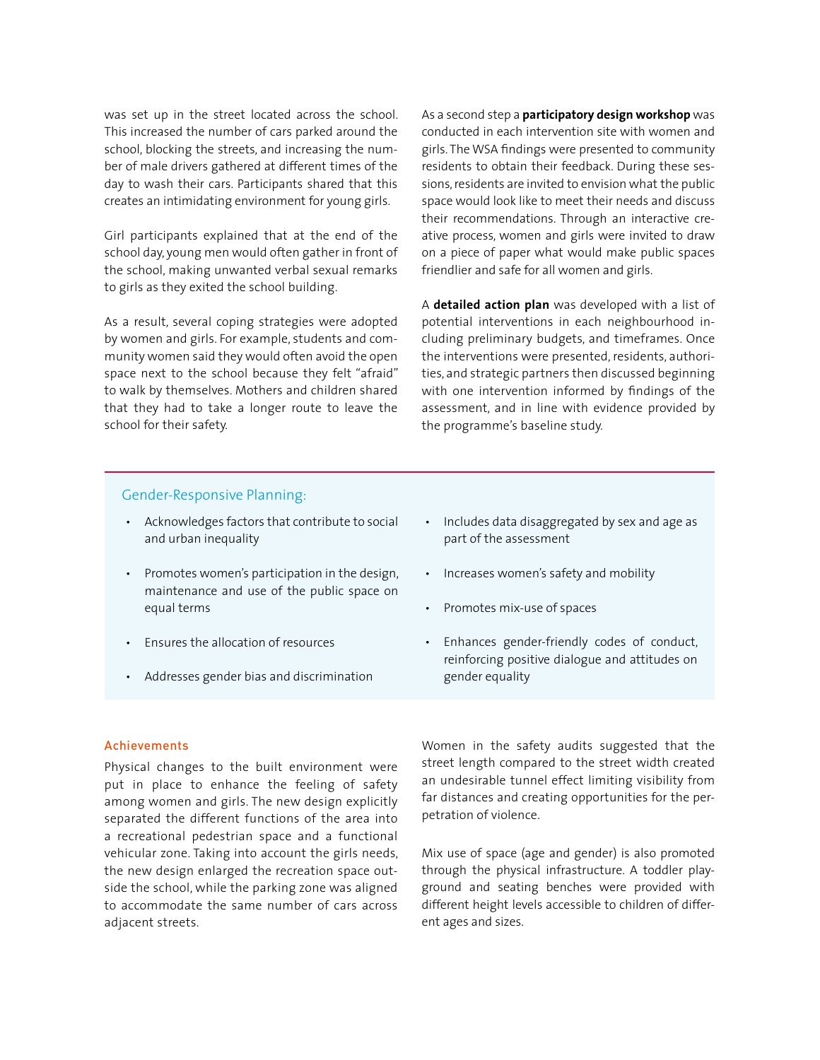was set up in the street located across the school. This increased the number of cars parked around the school, blocking the streets, and increasing the number of male drivers gathered at different times of the day to wash their cars. Participants shared that this creates an intimidating environment for young girls.

Girl participants explained that at the end of the school day, young men would often gather in front of the school, making unwanted verbal sexual remarks to girls as they exited the school building.

As a result, several coping strategies were adopted by women and girls. For example, students and community women said they would often avoid the open space next to the school because they felt "afraid" to walk by themselves. Mothers and children shared that they had to take a longer route to leave the school for their safety.

As a second step a **participatory design workshop** was conducted in each intervention site with women and girls. The WSA findings were presented to community residents to obtain their feedback. During these sessions, residents are invited to envision what the public space would look like to meet their needs and discuss their recommendations. Through an interactive creative process, women and girls were invited to draw on a piece of paper what would make public spaces friendlier and safe for all women and girls.

A **detailed action plan** was developed with a list of potential interventions in each neighbourhood including preliminary budgets, and timeframes. Once the interventions were presented, residents, authorities, and strategic partners then discussed beginning with one intervention informed by findings of the assessment, and in line with evidence provided by the programme's baseline study.

### Gender-Responsive Planning:

- Acknowledges factors that contribute to social and urban inequality
- Promotes women's participation in the design, maintenance and use of the public space on equal terms
- Ensures the allocation of resources
- Addresses gender bias and discrimination
- Includes data disaggregated by sex and age as part of the assessment
- Increases women's safety and mobility
- Promotes mix-use of spaces
- Enhances gender-friendly codes of conduct, reinforcing positive dialogue and attitudes on gender equality

### Achievements

Physical changes to the built environment were put in place to enhance the feeling of safety among women and girls. The new design explicitly separated the different functions of the area into a recreational pedestrian space and a functional vehicular zone. Taking into account the girls needs, the new design enlarged the recreation space outside the school, while the parking zone was aligned to accommodate the same number of cars across adjacent streets.

Women in the safety audits suggested that the street length compared to the street width created an undesirable tunnel effect limiting visibility from far distances and creating opportunities for the perpetration of violence.

Mix use of space (age and gender) is also promoted through the physical infrastructure. A toddler playground and seating benches were provided with different height levels accessible to children of different ages and sizes.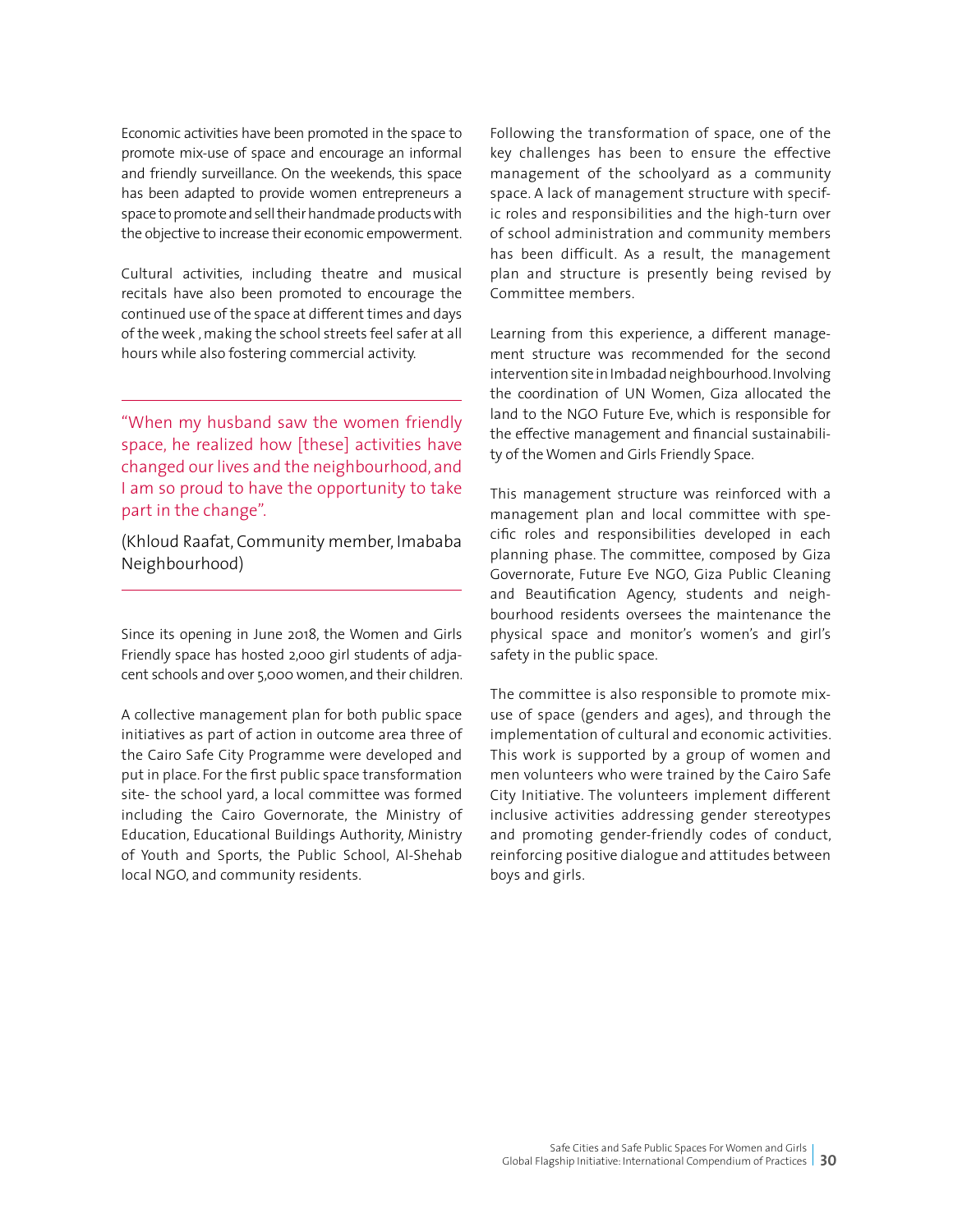Economic activities have been promoted in the space to promote mix-use of space and encourage an informal and friendly surveillance. On the weekends, this space has been adapted to provide women entrepreneurs a space to promote and sell their handmade products with the objective to increase their economic empowerment.

Cultural activities, including theatre and musical recitals have also been promoted to encourage the continued use of the space at different times and days of the week , making the school streets feel safer at all hours while also fostering commercial activity.

---

> "When my husband saw the women friendly space, he realized how [these] activities have changed our lives and the neighbourhood, and I am so proud to have the opportunity to take part in the change".
>
> (Khloud Raafat, Community member, Imababa Neighbourhood)

---

Since its opening in June 2018, the Women and Girls Friendly space has hosted 2,000 girl students of adjacent schools and over 5,000 women, and their children.

A collective management plan for both public space initiatives as part of action in outcome area three of the Cairo Safe City Programme were developed and put in place. For the first public space transformation site- the school yard, a local committee was formed including the Cairo Governorate, the Ministry of Education, Educational Buildings Authority, Ministry of Youth and Sports, the Public School, Al-Shehab local NGO, and community residents.

Following the transformation of space, one of the key challenges has been to ensure the effective management of the schoolyard as a community space. A lack of management structure with specific roles and responsibilities and the high-turn over of school administration and community members has been difficult. As a result, the management plan and structure is presently being revised by Committee members.

Learning from this experience, a different management structure was recommended for the second intervention site in Imbadad neighbourhood. Involving the coordination of UN Women, Giza allocated the land to the NGO Future Eve, which is responsible for the effective management and financial sustainability of the Women and Girls Friendly Space.

This management structure was reinforced with a management plan and local committee with specific roles and responsibilities developed in each planning phase. The committee, composed by Giza Governorate, Future Eve NGO, Giza Public Cleaning and Beautification Agency, students and neighbourhood residents oversees the maintenance the physical space and monitor's women's and girl's safety in the public space.

The committee is also responsible to promote mix-use of space (genders and ages), and through the implementation of cultural and economic activities. This work is supported by a group of women and men volunteers who were trained by the Cairo Safe City Initiative. The volunteers implement different inclusive activities addressing gender stereotypes and promoting gender-friendly codes of conduct, reinforcing positive dialogue and attitudes between boys and girls.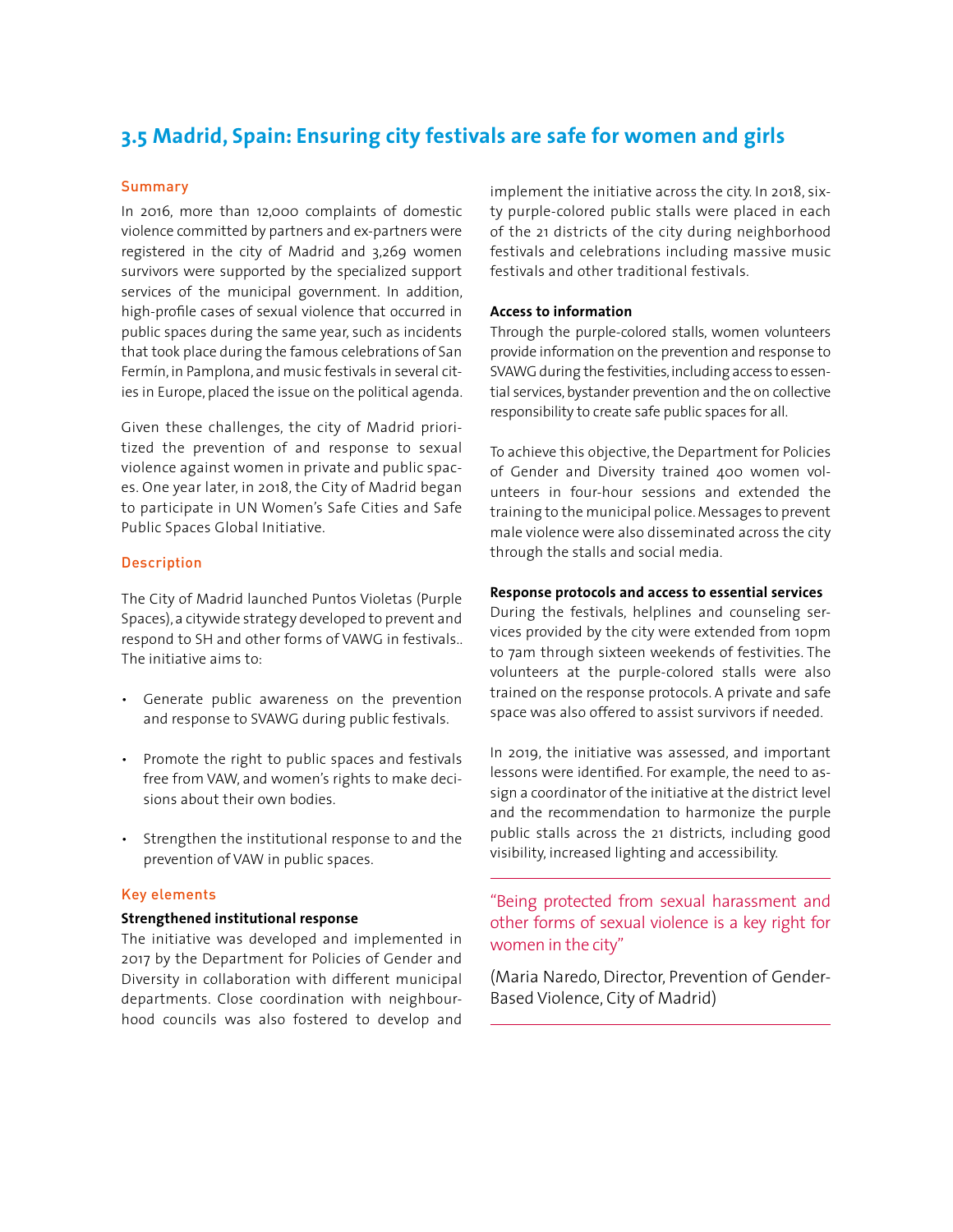## 3.5 Madrid, Spain: Ensuring city festivals are safe for women and girls

### Summary

In 2016, more than 12,000 complaints of domestic violence committed by partners and ex-partners were registered in the city of Madrid and 3,269 women survivors were supported by the specialized support services of the municipal government. In addition, high-profile cases of sexual violence that occurred in public spaces during the same year, such as incidents that took place during the famous celebrations of San Fermín, in Pamplona, and music festivals in several cities in Europe, placed the issue on the political agenda.

Given these challenges, the city of Madrid prioritized the prevention of and response to sexual violence against women in private and public spaces. One year later, in 2018, the City of Madrid began to participate in UN Women's Safe Cities and Safe Public Spaces Global Initiative.

### Description

The City of Madrid launched Puntos Violetas (Purple Spaces), a citywide strategy developed to prevent and respond to SH and other forms of VAWG in festivals.. The initiative aims to:

- Generate public awareness on the prevention and response to SVAWG during public festivals.
- Promote the right to public spaces and festivals free from VAW, and women's rights to make decisions about their own bodies.
- Strengthen the institutional response to and the prevention of VAW in public spaces.

### Key elements

**Strengthened institutional response**

The initiative was developed and implemented in 2017 by the Department for Policies of Gender and Diversity in collaboration with different municipal departments. Close coordination with neighbourhood councils was also fostered to develop and implement the initiative across the city. In 2018, sixty purple-colored public stalls were placed in each of the 21 districts of the city during neighborhood festivals and celebrations including massive music festivals and other traditional festivals.

**Access to information**

Through the purple-colored stalls, women volunteers provide information on the prevention and response to SVAWG during the festivities, including access to essential services, bystander prevention and the on collective responsibility to create safe public spaces for all.

To achieve this objective, the Department for Policies of Gender and Diversity trained 400 women volunteers in four-hour sessions and extended the training to the municipal police. Messages to prevent male violence were also disseminated across the city through the stalls and social media.

**Response protocols and access to essential services**

During the festivals, helplines and counseling services provided by the city were extended from 10pm to 7am through sixteen weekends of festivities. The volunteers at the purple-colored stalls were also trained on the response protocols. A private and safe space was also offered to assist survivors if needed.

In 2019, the initiative was assessed, and important lessons were identified. For example, the need to assign a coordinator of the initiative at the district level and the recommendation to harmonize the purple public stalls across the 21 districts, including good visibility, increased lighting and accessibility.

---

"Being protected from sexual harassment and other forms of sexual violence is a key right for women in the city"

(Maria Naredo, Director, Prevention of Gender-Based Violence, City of Madrid)

---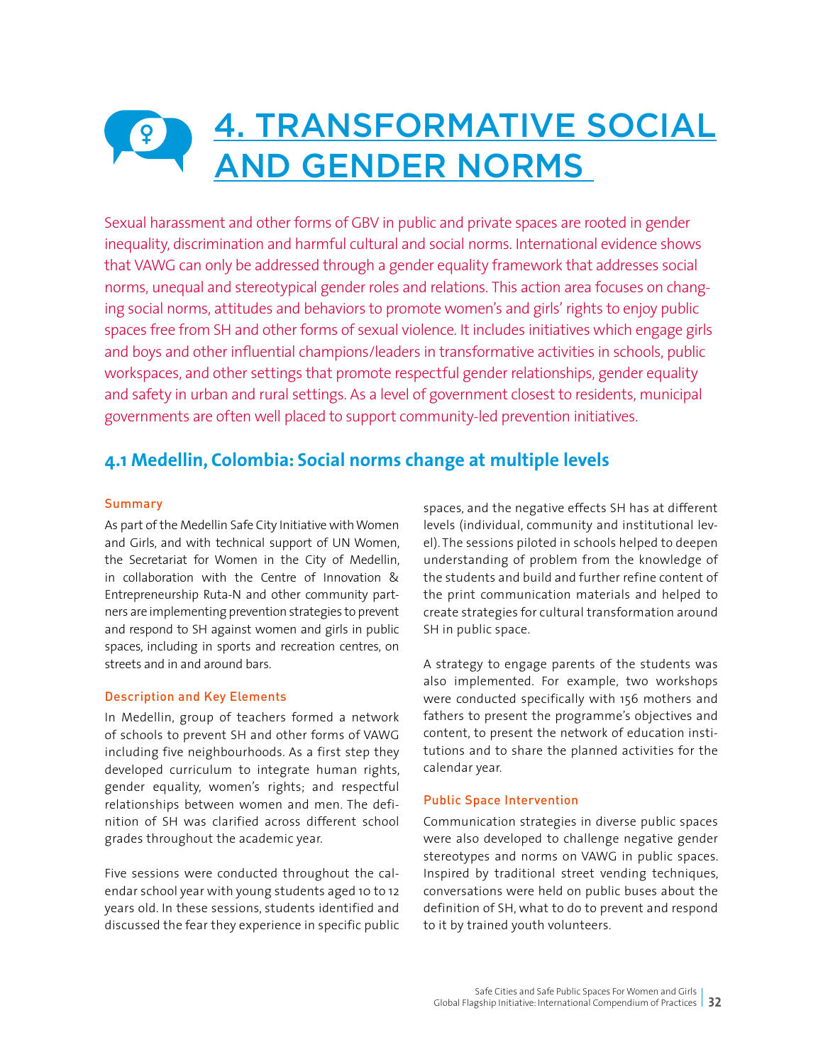# 4. TRANSFORMATIVE SOCIAL AND GENDER NORMS

Sexual harassment and other forms of GBV in public and private spaces are rooted in gender inequality, discrimination and harmful cultural and social norms. International evidence shows that VAWG can only be addressed through a gender equality framework that addresses social norms, unequal and stereotypical gender roles and relations. This action area focuses on changing social norms, attitudes and behaviors to promote women's and girls' rights to enjoy public spaces free from SH and other forms of sexual violence. It includes initiatives which engage girls and boys and other influential champions/leaders in transformative activities in schools, public workspaces, and other settings that promote respectful gender relationships, gender equality and safety in urban and rural settings. As a level of government closest to residents, municipal governments are often well placed to support community-led prevention initiatives.

## 4.1 Medellin, Colombia: Social norms change at multiple levels

### Summary

As part of the Medellin Safe City Initiative with Women and Girls, and with technical support of UN Women, the Secretariat for Women in the City of Medellin, in collaboration with the Centre of Innovation & Entrepreneurship Ruta-N and other community partners are implementing prevention strategies to prevent and respond to SH against women and girls in public spaces, including in sports and recreation centres, on streets and in and around bars.

### Description and Key Elements

In Medellin, group of teachers formed a network of schools to prevent SH and other forms of VAWG including five neighbourhoods. As a first step they developed curriculum to integrate human rights, gender equality, women's rights; and respectful relationships between women and men. The definition of SH was clarified across different school grades throughout the academic year.

Five sessions were conducted throughout the calendar school year with young students aged 10 to 12 years old. In these sessions, students identified and discussed the fear they experience in specific public spaces, and the negative effects SH has at different levels (individual, community and institutional level). The sessions piloted in schools helped to deepen understanding of problem from the knowledge of the students and build and further refine content of the print communication materials and helped to create strategies for cultural transformation around SH in public space.

A strategy to engage parents of the students was also implemented. For example, two workshops were conducted specifically with 156 mothers and fathers to present the programme's objectives and content, to present the network of education institutions and to share the planned activities for the calendar year.

### Public Space Intervention

Communication strategies in diverse public spaces were also developed to challenge negative gender stereotypes and norms on VAWG in public spaces. Inspired by traditional street vending techniques, conversations were held on public buses about the definition of SH, what to do to prevent and respond to it by trained youth volunteers.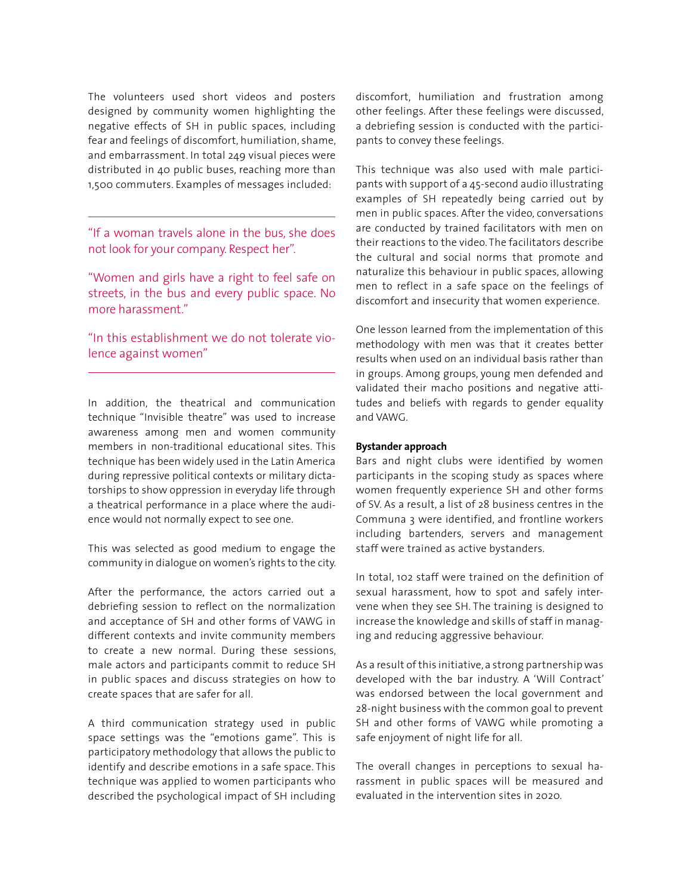The volunteers used short videos and posters designed by community women highlighting the negative effects of SH in public spaces, including fear and feelings of discomfort, humiliation, shame, and embarrassment. In total 249 visual pieces were distributed in 40 public buses, reaching more than 1,500 commuters. Examples of messages included:

---

"If a woman travels alone in the bus, she does not look for your company. Respect her".

"Women and girls have a right to feel safe on streets, in the bus and every public space. No more harassment."

"In this establishment we do not tolerate violence against women"

---

In addition, the theatrical and communication technique "Invisible theatre" was used to increase awareness among men and women community members in non-traditional educational sites. This technique has been widely used in the Latin America during repressive political contexts or military dictatorships to show oppression in everyday life through a theatrical performance in a place where the audience would not normally expect to see one.

This was selected as good medium to engage the community in dialogue on women's rights to the city.

After the performance, the actors carried out a debriefing session to reflect on the normalization and acceptance of SH and other forms of VAWG in different contexts and invite community members to create a new normal. During these sessions, male actors and participants commit to reduce SH in public spaces and discuss strategies on how to create spaces that are safer for all.

A third communication strategy used in public space settings was the "emotions game". This is participatory methodology that allows the public to identify and describe emotions in a safe space. This technique was applied to women participants who described the psychological impact of SH including discomfort, humiliation and frustration among other feelings. After these feelings were discussed, a debriefing session is conducted with the participants to convey these feelings.

This technique was also used with male participants with support of a 45-second audio illustrating examples of SH repeatedly being carried out by men in public spaces. After the video, conversations are conducted by trained facilitators with men on their reactions to the video. The facilitators describe the cultural and social norms that promote and naturalize this behaviour in public spaces, allowing men to reflect in a safe space on the feelings of discomfort and insecurity that women experience.

One lesson learned from the implementation of this methodology with men was that it creates better results when used on an individual basis rather than in groups. Among groups, young men defended and validated their macho positions and negative attitudes and beliefs with regards to gender equality and VAWG.

**Bystander approach**

Bars and night clubs were identified by women participants in the scoping study as spaces where women frequently experience SH and other forms of SV. As a result, a list of 28 business centres in the Communa 3 were identified, and frontline workers including bartenders, servers and management staff were trained as active bystanders.

In total, 102 staff were trained on the definition of sexual harassment, how to spot and safely intervene when they see SH. The training is designed to increase the knowledge and skills of staff in managing and reducing aggressive behaviour.

As a result of this initiative, a strong partnership was developed with the bar industry. A 'Will Contract' was endorsed between the local government and 28-night business with the common goal to prevent SH and other forms of VAWG while promoting a safe enjoyment of night life for all.

The overall changes in perceptions to sexual harassment in public spaces will be measured and evaluated in the intervention sites in 2020.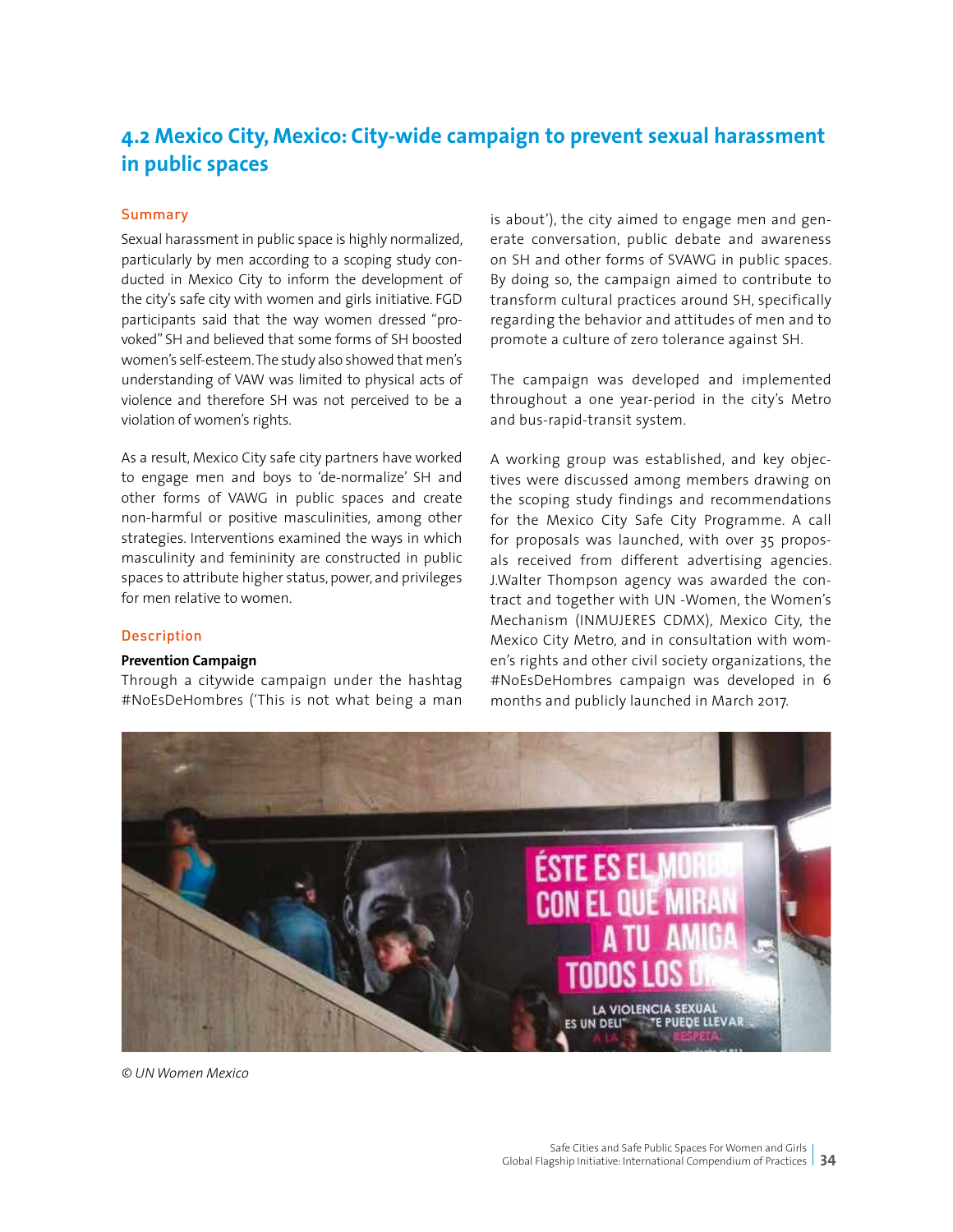## 4.2 Mexico City, Mexico: City-wide campaign to prevent sexual harassment in public spaces

### Summary

Sexual harassment in public space is highly normalized, particularly by men according to a scoping study conducted in Mexico City to inform the development of the city's safe city with women and girls initiative. FGD participants said that the way women dressed "provoked" SH and believed that some forms of SH boosted women's self-esteem. The study also showed that men's understanding of VAW was limited to physical acts of violence and therefore SH was not perceived to be a violation of women's rights.

As a result, Mexico City safe city partners have worked to engage men and boys to 'de-normalize' SH and other forms of VAWG in public spaces and create non-harmful or positive masculinities, among other strategies. Interventions examined the ways in which masculinity and femininity are constructed in public spaces to attribute higher status, power, and privileges for men relative to women.

### Description

**Prevention Campaign**

Through a citywide campaign under the hashtag #NoEsDeHombres ('This is not what being a man is about'), the city aimed to engage men and generate conversation, public debate and awareness on SH and other forms of SVAWG in public spaces. By doing so, the campaign aimed to contribute to transform cultural practices around SH, specifically regarding the behavior and attitudes of men and to promote a culture of zero tolerance against SH.

The campaign was developed and implemented throughout a one year-period in the city's Metro and bus-rapid-transit system.

A working group was established, and key objectives were discussed among members drawing on the scoping study findings and recommendations for the Mexico City Safe City Programme. A call for proposals was launched, with over 35 proposals received from different advertising agencies. J.Walter Thompson agency was awarded the contract and together with UN -Women, the Women's Mechanism (INMUJERES CDMX), Mexico City, the Mexico City Metro, and in consultation with women's rights and other civil society organizations, the #NoEsDeHombres campaign was developed in 6 months and publicly launched in March 2017.

*© UN Women Mexico*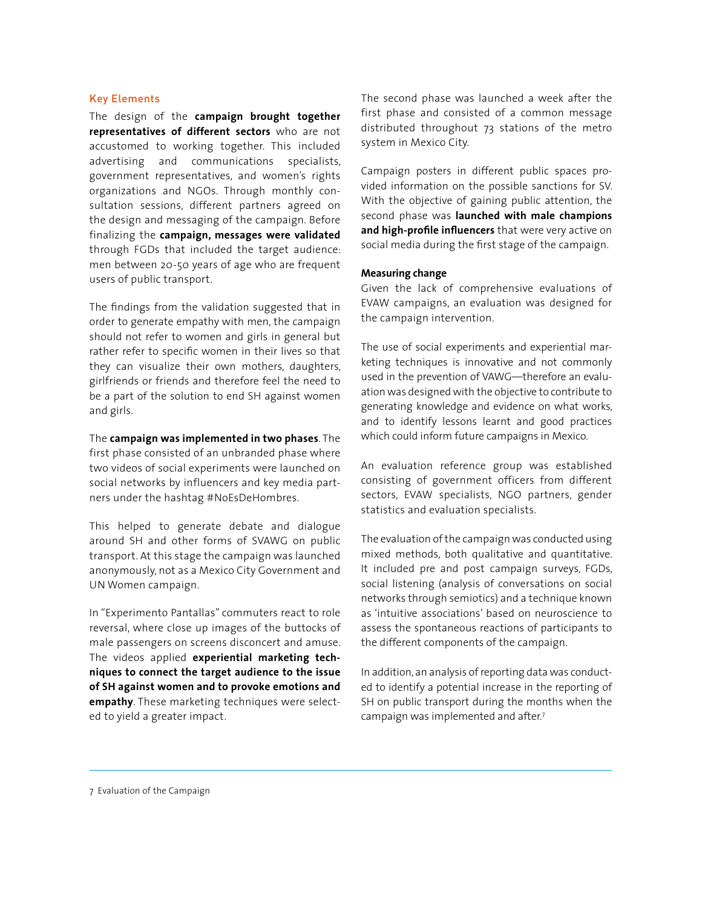### Key Elements

The design of the **campaign brought together representatives of different sectors** who are not accustomed to working together. This included advertising and communications specialists, government representatives, and women's rights organizations and NGOs. Through monthly consultation sessions, different partners agreed on the design and messaging of the campaign. Before finalizing the **campaign, messages were validated** through FGDs that included the target audience: men between 20-50 years of age who are frequent users of public transport.

The findings from the validation suggested that in order to generate empathy with men, the campaign should not refer to women and girls in general but rather refer to specific women in their lives so that they can visualize their own mothers, daughters, girlfriends or friends and therefore feel the need to be a part of the solution to end SH against women and girls.

The **campaign was implemented in two phases**. The first phase consisted of an unbranded phase where two videos of social experiments were launched on social networks by influencers and key media partners under the hashtag #NoEsDeHombres.

This helped to generate debate and dialogue around SH and other forms of SVAWG on public transport. At this stage the campaign was launched anonymously, not as a Mexico City Government and UN Women campaign.

In "Experimento Pantallas" commuters react to role reversal, where close up images of the buttocks of male passengers on screens disconcert and amuse. The videos applied **experiential marketing techniques to connect the target audience to the issue of SH against women and to provoke emotions and empathy**. These marketing techniques were selected to yield a greater impact.

The second phase was launched a week after the first phase and consisted of a common message distributed throughout 73 stations of the metro system in Mexico City.

Campaign posters in different public spaces provided information on the possible sanctions for SV. With the objective of gaining public attention, the second phase was **launched with male champions and high-profile influencers** that were very active on social media during the first stage of the campaign.

**Measuring change**

Given the lack of comprehensive evaluations of EVAW campaigns, an evaluation was designed for the campaign intervention.

The use of social experiments and experiential marketing techniques is innovative and not commonly used in the prevention of VAWG—therefore an evaluation was designed with the objective to contribute to generating knowledge and evidence on what works, and to identify lessons learnt and good practices which could inform future campaigns in Mexico.

An evaluation reference group was established consisting of government officers from different sectors, EVAW specialists, NGO partners, gender statistics and evaluation specialists.

The evaluation of the campaign was conducted using mixed methods, both qualitative and quantitative. It included pre and post campaign surveys, FGDs, social listening (analysis of conversations on social networks through semiotics) and a technique known as 'intuitive associations' based on neuroscience to assess the spontaneous reactions of participants to the different components of the campaign.

In addition, an analysis of reporting data was conducted to identify a potential increase in the reporting of SH on public transport during the months when the campaign was implemented and after.[7]

---

7 Evaluation of the Campaign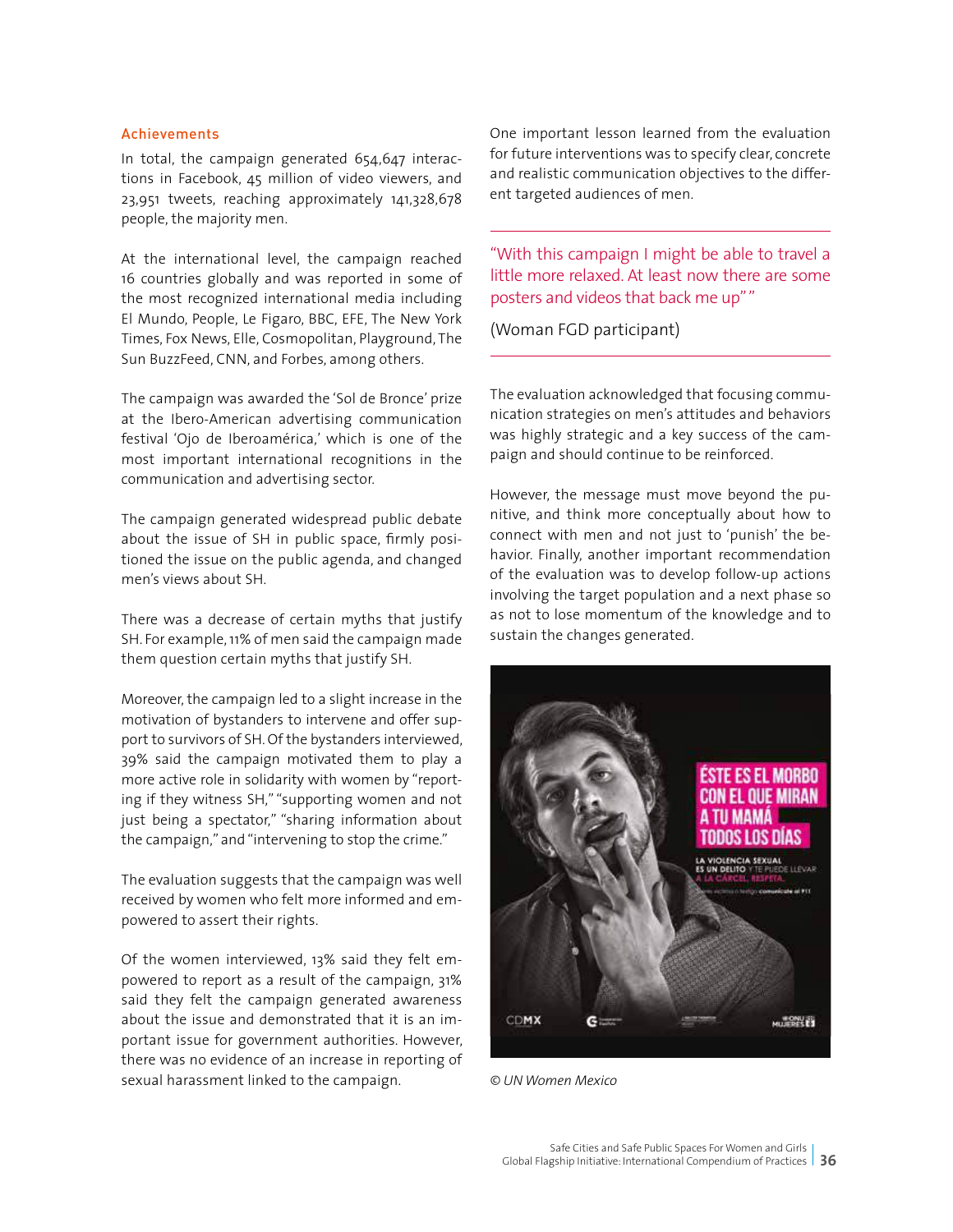### Achievements

In total, the campaign generated 654,647 interactions in Facebook, 45 million of video viewers, and 23,951 tweets, reaching approximately 141,328,678 people, the majority men.

At the international level, the campaign reached 16 countries globally and was reported in some of the most recognized international media including El Mundo, People, Le Figaro, BBC, EFE, The New York Times, Fox News, Elle, Cosmopolitan, Playground, The Sun BuzzFeed, CNN, and Forbes, among others.

The campaign was awarded the 'Sol de Bronce' prize at the Ibero-American advertising communication festival 'Ojo de Iberoamérica,' which is one of the most important international recognitions in the communication and advertising sector.

The campaign generated widespread public debate about the issue of SH in public space, firmly positioned the issue on the public agenda, and changed men's views about SH.

There was a decrease of certain myths that justify SH. For example, 11% of men said the campaign made them question certain myths that justify SH.

Moreover, the campaign led to a slight increase in the motivation of bystanders to intervene and offer support to survivors of SH. Of the bystanders interviewed, 39% said the campaign motivated them to play a more active role in solidarity with women by "reporting if they witness SH," "supporting women and not just being a spectator," "sharing information about the campaign," and "intervening to stop the crime."

The evaluation suggests that the campaign was well received by women who felt more informed and empowered to assert their rights.

Of the women interviewed, 13% said they felt empowered to report as a result of the campaign, 31% said they felt the campaign generated awareness about the issue and demonstrated that it is an important issue for government authorities. However, there was no evidence of an increase in reporting of sexual harassment linked to the campaign.

One important lesson learned from the evaluation for future interventions was to specify clear, concrete and realistic communication objectives to the different targeted audiences of men.

---

"With this campaign I might be able to travel a little more relaxed. At least now there are some posters and videos that back me up""

(Woman FGD participant)

---

The evaluation acknowledged that focusing communication strategies on men's attitudes and behaviors was highly strategic and a key success of the campaign and should continue to be reinforced.

However, the message must move beyond the punitive, and think more conceptually about how to connect with men and not just to 'punish' the behavior. Finally, another important recommendation of the evaluation was to develop follow-up actions involving the target population and a next phase so as not to lose momentum of the knowledge and to sustain the changes generated.

*© UN Women Mexico*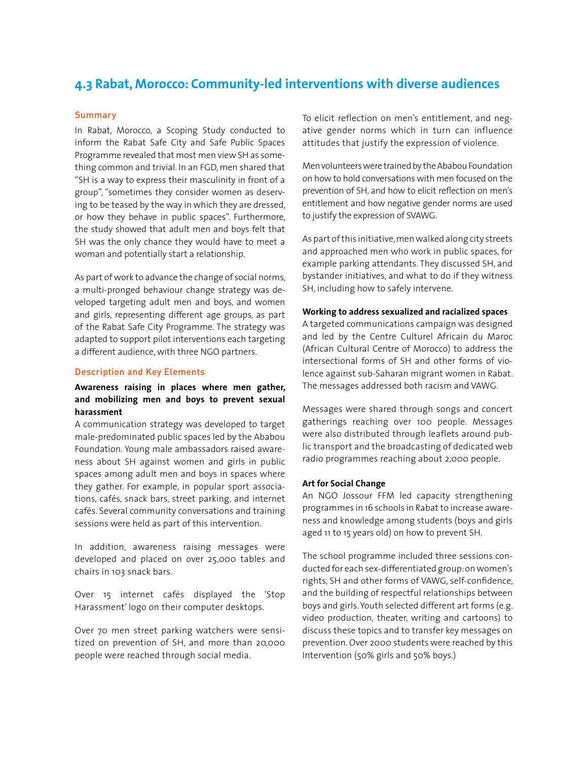## 4.3 Rabat, Morocco: Community-led interventions with diverse audiences

### Summary

In Rabat, Morocco, a Scoping Study conducted to inform the Rabat Safe City and Safe Public Spaces Programme revealed that most men view SH as something common and trivial. In an FGD, men shared that "SH is a way to express their masculinity in front of a group", "sometimes they consider women as deserving to be teased by the way in which they are dressed, or how they behave in public spaces". Furthermore, the study showed that adult men and boys felt that SH was the only chance they would have to meet a woman and potentially start a relationship.

As part of work to advance the change of social norms, a multi-pronged behaviour change strategy was developed targeting adult men and boys, and women and girls, representing different age groups, as part of the Rabat Safe City Programme. The strategy was adapted to support pilot interventions each targeting a different audience, with three NGO partners.

### Description and Key Elements

**Awareness raising in places where men gather, and mobilizing men and boys to prevent sexual harassment**

A communication strategy was developed to target male-predominated public spaces led by the Ababou Foundation. Young male ambassadors raised awareness about SH against women and girls in public spaces among adult men and boys in spaces where they gather. For example, in popular sport associations, cafés, snack bars, street parking, and internet cafés. Several community conversations and training sessions were held as part of this intervention.

In addition, awareness raising messages were developed and placed on over 25,000 tables and chairs in 103 snack bars.

Over 15 internet cafés displayed the 'Stop Harassment' logo on their computer desktops.

Over 70 men street parking watchers were sensitized on prevention of SH, and more than 20,000 people were reached through social media.

To elicit reflection on men's entitlement, and negative gender norms which in turn can influence attitudes that justify the expression of violence.

Men volunteers were trained by the Ababou Foundation on how to hold conversations with men focused on the prevention of SH, and how to elicit reflection on men's entitlement and how negative gender norms are used to justify the expression of SVAWG.

As part of this initiative, men walked along city streets and approached men who work in public spaces, for example parking attendants. They discussed SH, and bystander initiatives, and what to do if they witness SH, including how to safely intervene.

**Working to address sexualized and racialized spaces**

A targeted communications campaign was designed and led by the Centre Culturel Africain du Maroc (African Cultural Centre of Morocco) to address the intersectional forms of SH and other forms of violence against sub-Saharan migrant women in Rabat. The messages addressed both racism and VAWG.

Messages were shared through songs and concert gatherings reaching over 100 people. Messages were also distributed through leaflets around public transport and the broadcasting of dedicated web radio programmes reaching about 2,000 people.

**Art for Social Change**

An NGO Jossour FFM led capacity strengthening programmes in 16 schools in Rabat to increase awareness and knowledge among students (boys and girls aged 11 to 15 years old) on how to prevent SH.

The school programme included three sessions conducted for each sex-differentiated group: on women's rights, SH and other forms of VAWG, self-confidence, and the building of respectful relationships between boys and girls. Youth selected different art forms (e.g. video production, theater, writing and cartoons) to discuss these topics and to transfer key messages on prevention. Over 2000 students were reached by this Intervention (50% girls and 50% boys.)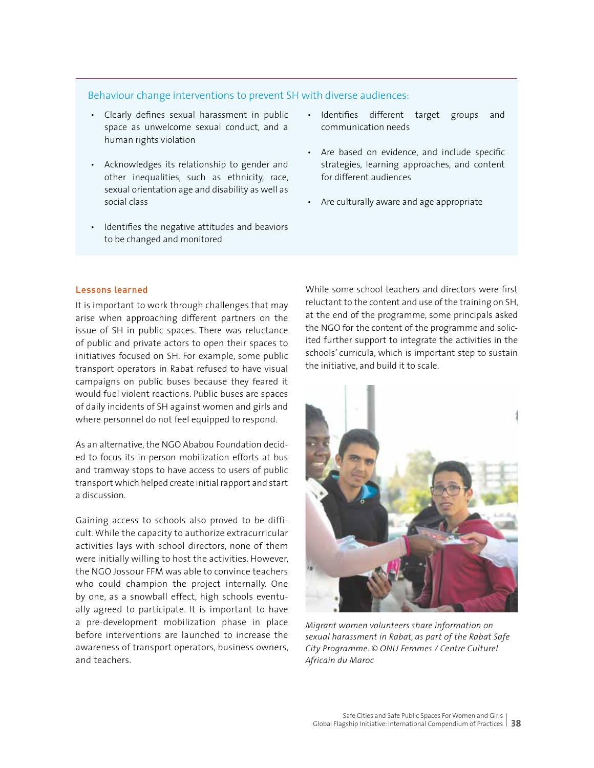### Behaviour change interventions to prevent SH with diverse audiences:

- Clearly defines sexual harassment in public space as unwelcome sexual conduct, and a human rights violation
- Acknowledges its relationship to gender and other inequalities, such as ethnicity, race, sexual orientation age and disability as well as social class
- Identifies the negative attitudes and beaviors to be changed and monitored
- Identifies different target groups and communication needs
- Are based on evidence, and include specific strategies, learning approaches, and content for different audiences
- Are culturally aware and age appropriate

### Lessons learned

It is important to work through challenges that may arise when approaching different partners on the issue of SH in public spaces. There was reluctance of public and private actors to open their spaces to initiatives focused on SH. For example, some public transport operators in Rabat refused to have visual campaigns on public buses because they feared it would fuel violent reactions. Public buses are spaces of daily incidents of SH against women and girls and where personnel do not feel equipped to respond.

As an alternative, the NGO Ababou Foundation decided to focus its in-person mobilization efforts at bus and tramway stops to have access to users of public transport which helped create initial rapport and start a discussion.

Gaining access to schools also proved to be difficult. While the capacity to authorize extracurricular activities lays with school directors, none of them were initially willing to host the activities. However, the NGO Jossour FFM was able to convince teachers who could champion the project internally. One by one, as a snowball effect, high schools eventually agreed to participate. It is important to have a pre-development mobilization phase in place before interventions are launched to increase the awareness of transport operators, business owners, and teachers.

While some school teachers and directors were first reluctant to the content and use of the training on SH, at the end of the programme, some principals asked the NGO for the content of the programme and solicited further support to integrate the activities in the schools' curricula, which is important step to sustain the initiative, and build it to scale.

*Migrant women volunteers share information on sexual harassment in Rabat, as part of the Rabat Safe City Programme. © ONU Femmes / Centre Culturel Africain du Maroc*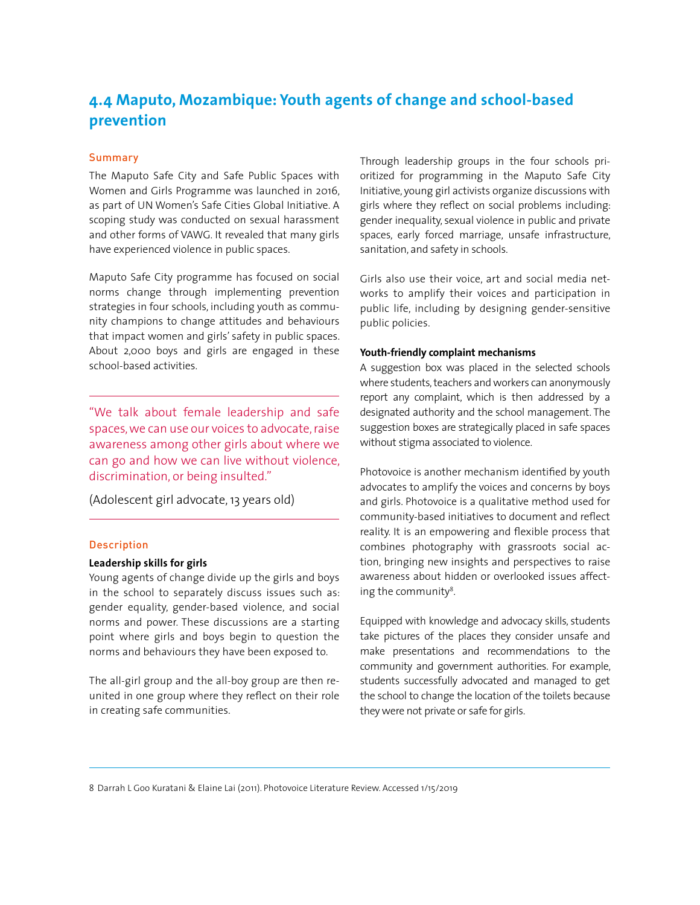## 4.4 Maputo, Mozambique: Youth agents of change and school-based prevention

### Summary

The Maputo Safe City and Safe Public Spaces with Women and Girls Programme was launched in 2016, as part of UN Women's Safe Cities Global Initiative. A scoping study was conducted on sexual harassment and other forms of VAWG. It revealed that many girls have experienced violence in public spaces.

Maputo Safe City programme has focused on social norms change through implementing prevention strategies in four schools, including youth as community champions to change attitudes and behaviours that impact women and girls' safety in public spaces. About 2,000 boys and girls are engaged in these school-based activities.

> "We talk about female leadership and safe spaces, we can use our voices to advocate, raise awareness among other girls about where we can go and how we can live without violence, discrimination, or being insulted."
>
> (Adolescent girl advocate, 13 years old)

### Description

**Leadership skills for girls**

Young agents of change divide up the girls and boys in the school to separately discuss issues such as: gender equality, gender-based violence, and social norms and power. These discussions are a starting point where girls and boys begin to question the norms and behaviours they have been exposed to.

The all-girl group and the all-boy group are then reunited in one group where they reflect on their role in creating safe communities.

Through leadership groups in the four schools prioritized for programming in the Maputo Safe City Initiative, young girl activists organize discussions with girls where they reflect on social problems including: gender inequality, sexual violence in public and private spaces, early forced marriage, unsafe infrastructure, sanitation, and safety in schools.

Girls also use their voice, art and social media networks to amplify their voices and participation in public life, including by designing gender-sensitive public policies.

**Youth-friendly complaint mechanisms**

A suggestion box was placed in the selected schools where students, teachers and workers can anonymously report any complaint, which is then addressed by a designated authority and the school management. The suggestion boxes are strategically placed in safe spaces without stigma associated to violence.

Photovoice is another mechanism identified by youth advocates to amplify the voices and concerns by boys and girls. Photovoice is a qualitative method used for community-based initiatives to document and reflect reality. It is an empowering and flexible process that combines photography with grassroots social action, bringing new insights and perspectives to raise awareness about hidden or overlooked issues affecting the community[8].

Equipped with knowledge and advocacy skills, students take pictures of the places they consider unsafe and make presentations and recommendations to the community and government authorities. For example, students successfully advocated and managed to get the school to change the location of the toilets because they were not private or safe for girls.

---

8 Darrah L Goo Kuratani & Elaine Lai (2011). Photovoice Literature Review. Accessed 1/15/2019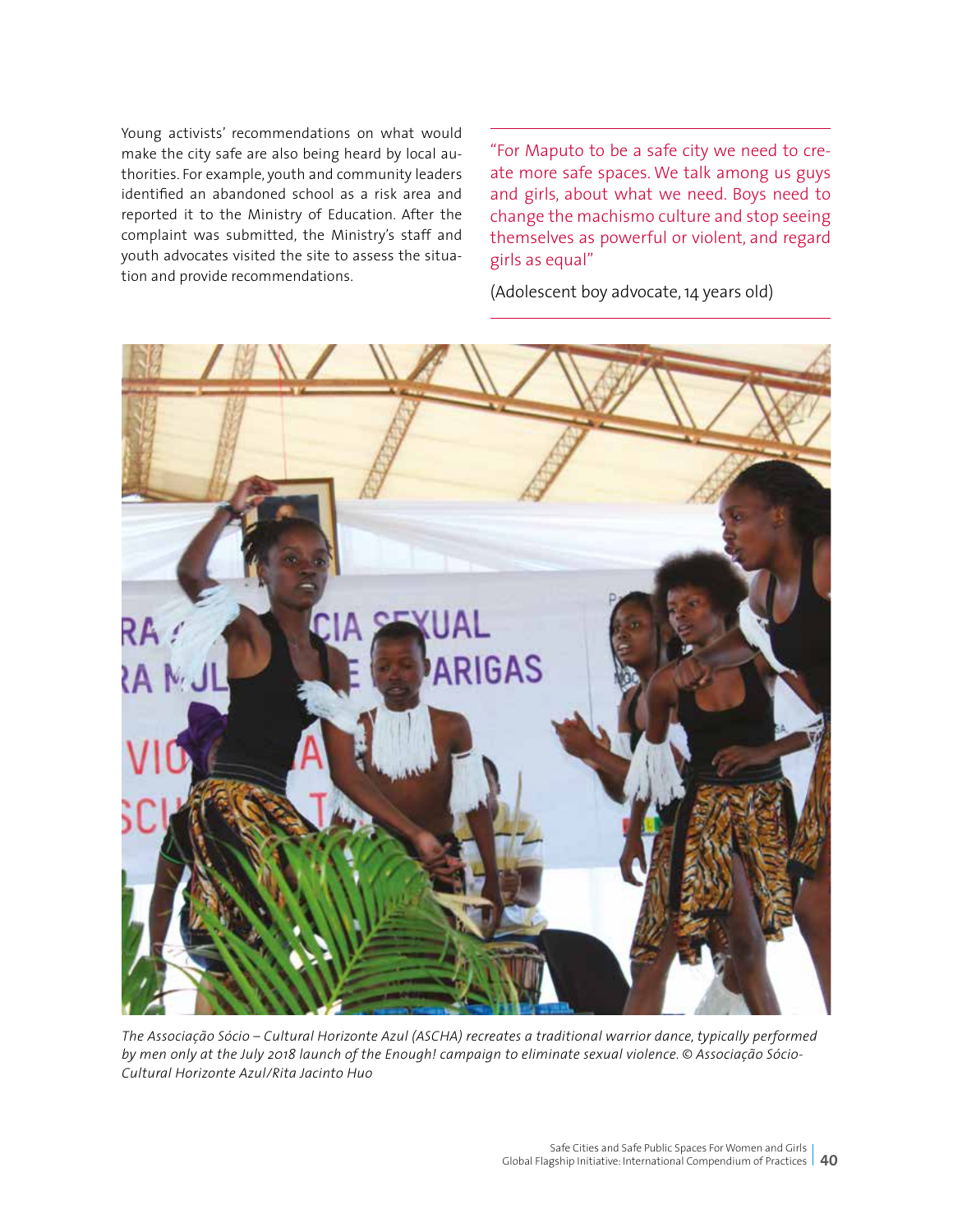Young activists' recommendations on what would make the city safe are also being heard by local authorities. For example, youth and community leaders identified an abandoned school as a risk area and reported it to the Ministry of Education. After the complaint was submitted, the Ministry's staff and youth advocates visited the site to assess the situation and provide recommendations.

> "For Maputo to be a safe city we need to create more safe spaces. We talk among us guys and girls, about what we need. Boys need to change the machismo culture and stop seeing themselves as powerful or violent, and regard girls as equal"
>
> (Adolescent boy advocate, 14 years old)

*The Associação Sócio – Cultural Horizonte Azul (ASCHA) recreates a traditional warrior dance, typically performed by men only at the July 2018 launch of the Enough! campaign to eliminate sexual violence. © Associação Sócio-Cultural Horizonte Azul/Rita Jacinto Huo*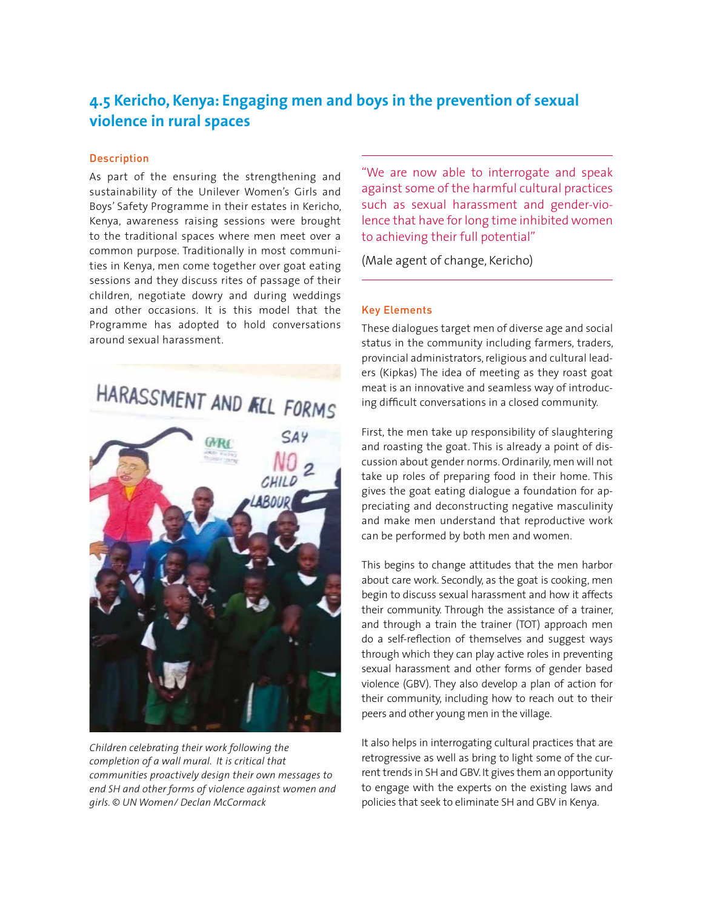## 4.5 Kericho, Kenya: Engaging men and boys in the prevention of sexual violence in rural spaces

### Description

As part of the ensuring the strengthening and sustainability of the Unilever Women's Girls and Boys' Safety Programme in their estates in Kericho, Kenya, awareness raising sessions were brought to the traditional spaces where men meet over a common purpose. Traditionally in most communities in Kenya, men come together over goat eating sessions and they discuss rites of passage of their children, negotiate dowry and during weddings and other occasions. It is this model that the Programme has adopted to hold conversations around sexual harassment.

*Children celebrating their work following the completion of a wall mural. It is critical that communities proactively design their own messages to end SH and other forms of violence against women and girls. © UN Women/ Declan McCormack*

"We are now able to interrogate and speak against some of the harmful cultural practices such as sexual harassment and gender-violence that have for long time inhibited women to achieving their full potential"

(Male agent of change, Kericho)

### Key Elements

These dialogues target men of diverse age and social status in the community including farmers, traders, provincial administrators, religious and cultural leaders (Kipkas) The idea of meeting as they roast goat meat is an innovative and seamless way of introducing difficult conversations in a closed community.

First, the men take up responsibility of slaughtering and roasting the goat. This is already a point of discussion about gender norms. Ordinarily, men will not take up roles of preparing food in their home. This gives the goat eating dialogue a foundation for appreciating and deconstructing negative masculinity and make men understand that reproductive work can be performed by both men and women.

This begins to change attitudes that the men harbor about care work. Secondly, as the goat is cooking, men begin to discuss sexual harassment and how it affects their community. Through the assistance of a trainer, and through a train the trainer (TOT) approach men do a self-reflection of themselves and suggest ways through which they can play active roles in preventing sexual harassment and other forms of gender based violence (GBV). They also develop a plan of action for their community, including how to reach out to their peers and other young men in the village.

It also helps in interrogating cultural practices that are retrogressive as well as bring to light some of the current trends in SH and GBV. It gives them an opportunity to engage with the experts on the existing laws and policies that seek to eliminate SH and GBV in Kenya.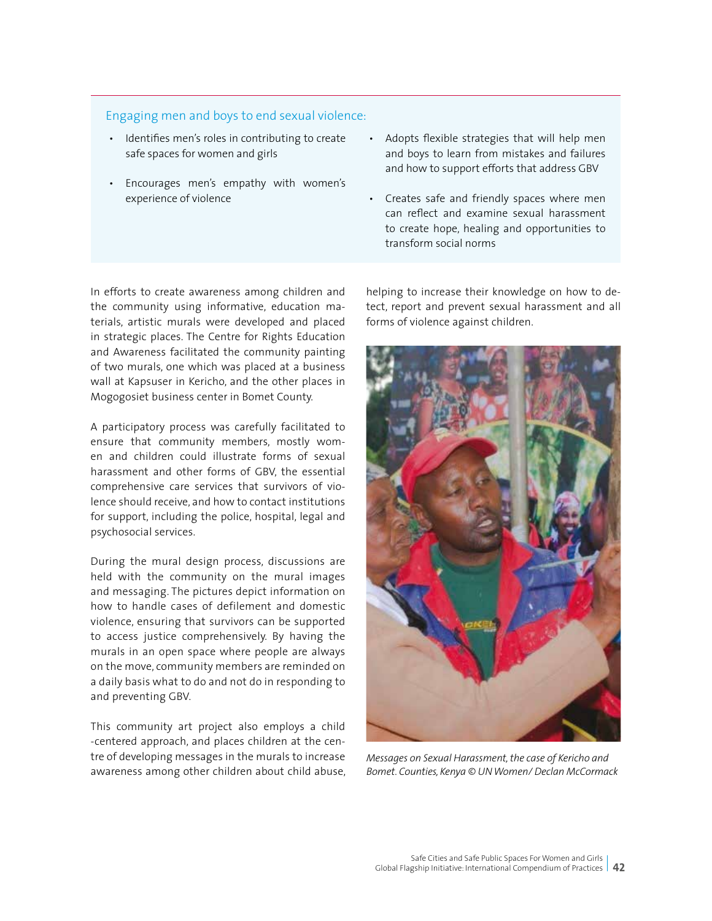### Engaging men and boys to end sexual violence:

- Identifies men's roles in contributing to create safe spaces for women and girls
- Encourages men's empathy with women's experience of violence
- Adopts flexible strategies that will help men and boys to learn from mistakes and failures and how to support efforts that address GBV
- Creates safe and friendly spaces where men can reflect and examine sexual harassment to create hope, healing and opportunities to transform social norms

In efforts to create awareness among children and the community using informative, education materials, artistic murals were developed and placed in strategic places. The Centre for Rights Education and Awareness facilitated the community painting of two murals, one which was placed at a business wall at Kapsuser in Kericho, and the other places in Mogogosiet business center in Bomet County.

A participatory process was carefully facilitated to ensure that community members, mostly women and children could illustrate forms of sexual harassment and other forms of GBV, the essential comprehensive care services that survivors of violence should receive, and how to contact institutions for support, including the police, hospital, legal and psychosocial services.

During the mural design process, discussions are held with the community on the mural images and messaging. The pictures depict information on how to handle cases of defilement and domestic violence, ensuring that survivors can be supported to access justice comprehensively. By having the murals in an open space where people are always on the move, community members are reminded on a daily basis what to do and not do in responding to and preventing GBV.

This community art project also employs a child -centered approach, and places children at the centre of developing messages in the murals to increase awareness among other children about child abuse, helping to increase their knowledge on how to detect, report and prevent sexual harassment and all forms of violence against children.

*Messages on Sexual Harassment, the case of Kericho and Bomet. Counties, Kenya © UN Women/ Declan McCormack*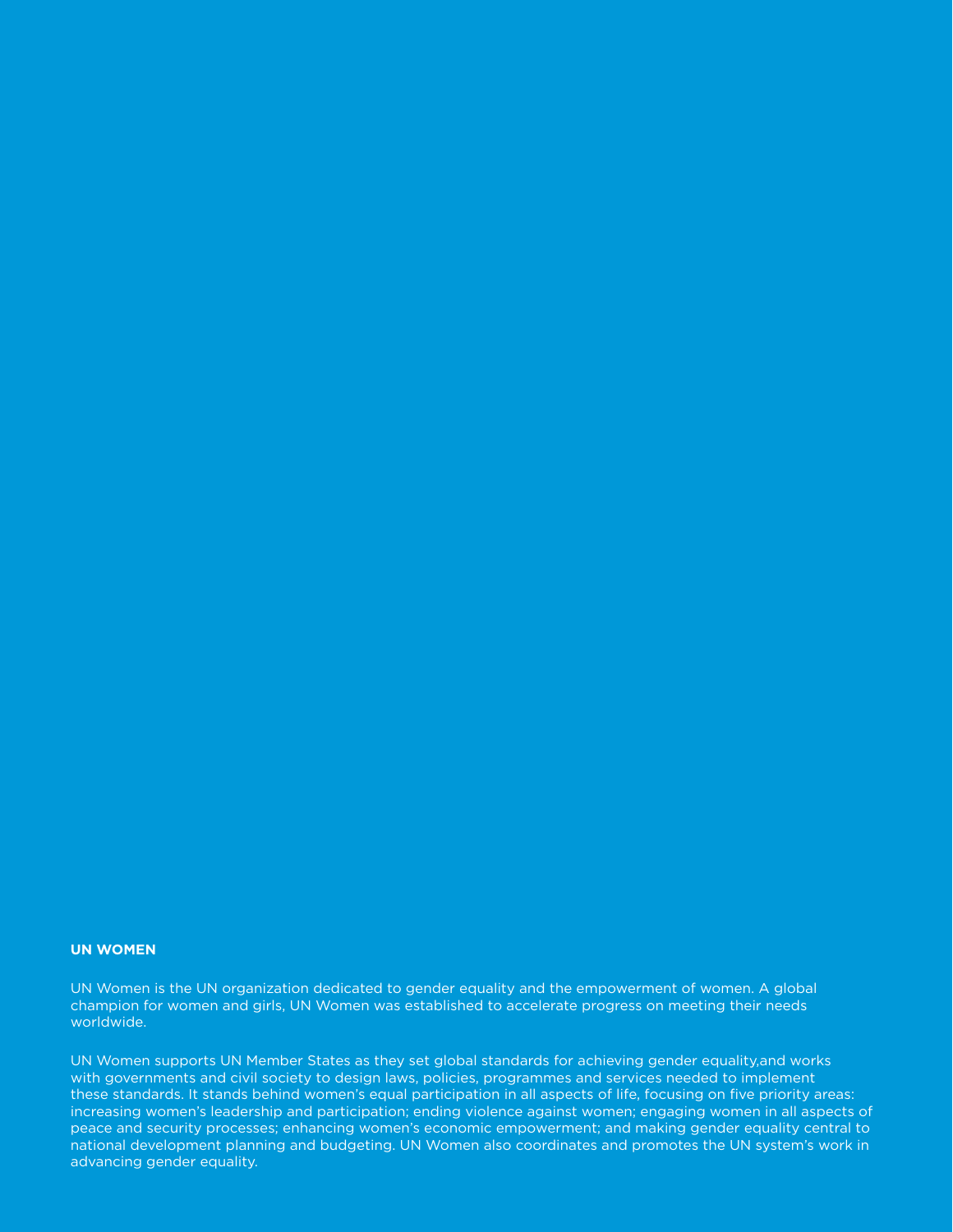## UN WOMEN

UN Women is the UN organization dedicated to gender equality and the empowerment of women. A global champion for women and girls, UN Women was established to accelerate progress on meeting their needs worldwide.

UN Women supports UN Member States as they set global standards for achieving gender equality,and works with governments and civil society to design laws, policies, programmes and services needed to implement these standards. It stands behind women's equal participation in all aspects of life, focusing on five priority areas: increasing women's leadership and participation; ending violence against women; engaging women in all aspects of peace and security processes; enhancing women's economic empowerment; and making gender equality central to national development planning and budgeting. UN Women also coordinates and promotes the UN system's work in advancing gender equality.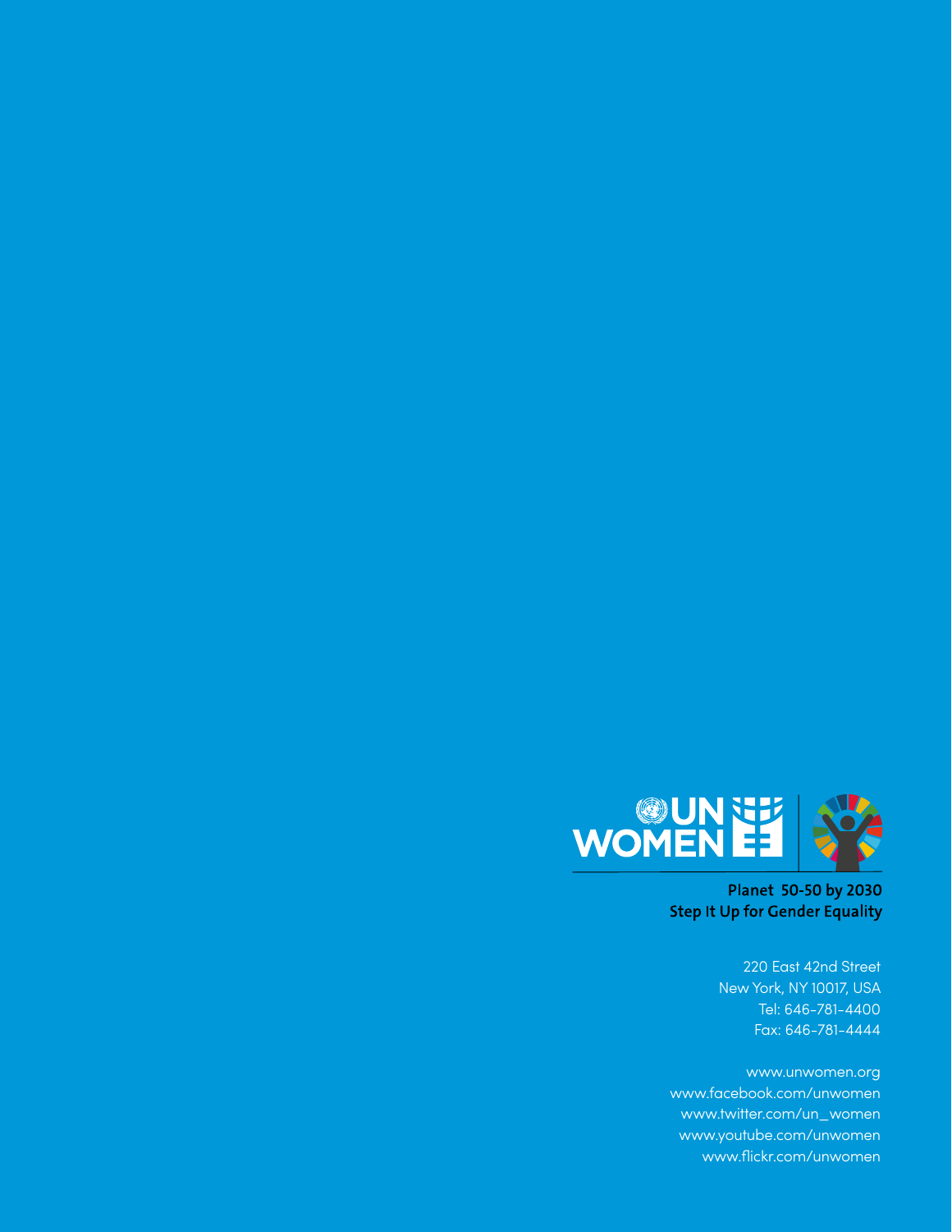UN WOMEN

**Planet 50-50 by 2030**
**Step It Up for Gender Equality**

220 East 42nd Street
New York, NY 10017, USA
Tel: 646-781-4400
Fax: 646-781-4444

www.unwomen.org
www.facebook.com/unwomen
www.twitter.com/un_women
www.youtube.com/unwomen
www.flickr.com/unwomen